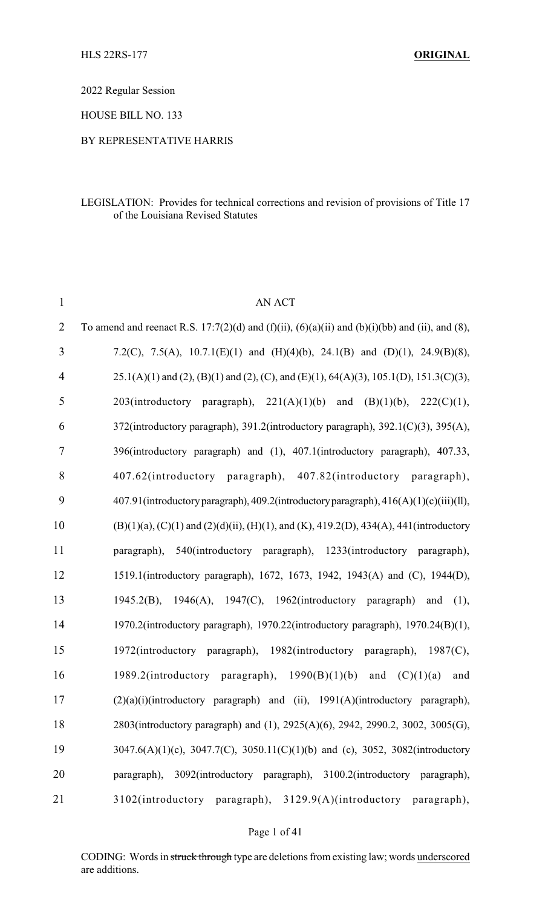HLS 22RS-177 **ORIGINAL**

2022 Regular Session

HOUSE BILL NO. 133

BY REPRESENTATIVE HARRIS

LEGISLATION: Provides for technical corrections and revision of provisions of Title 17 of the Louisiana Revised Statutes

AN ACT

To amend and reenact R.S. 17:7(2)(d) and (f)(ii), (6)(a)(ii) and (b)(i)(bb) and (ii), and (8), 7.2(C), 7.5(A), 10.7.1(E)(1) and (H)(4)(b), 24.1(B) and (D)(1), 24.9(B)(8), 25.1(A)(1) and (2), (B)(1) and (2), (C), and (E)(1), 64(A)(3), 105.1(D), 151.3(C)(3), 203(introductory paragraph), 221(A)(1)(b) and (B)(1)(b), 222(C)(1), 372(introductory paragraph), 391.2(introductory paragraph), 392.1(C)(3), 395(A), 396(introductory paragraph) and (1), 407.1(introductory paragraph), 407.33, 407.62(introductory paragraph), 407.82(introductory paragraph), 407.91(introductory paragraph), 409.2(introductory paragraph), 416(A)(1)(c)(iii)(ll), (B)(1)(a), (C)(1) and (2)(d)(ii), (H)(1), and (K), 419.2(D), 434(A), 441(introductory paragraph), 540(introductory paragraph), 1233(introductory paragraph), 1519.1(introductory paragraph), 1672, 1673, 1942, 1943(A) and (C), 1944(D), 1945.2(B), 1946(A), 1947(C), 1962(introductory paragraph) and (1), 1970.2(introductory paragraph), 1970.22(introductory paragraph), 1970.24(B)(1), 1972(introductory paragraph), 1982(introductory paragraph), 1987(C), 1989.2(introductory paragraph), 1990(B)(1)(b) and (C)(1)(a) and (2)(a)(i)(introductory paragraph) and (ii), 1991(A)(introductory paragraph), 2803(introductory paragraph) and (1), 2925(A)(6), 2942, 2990.2, 3002, 3005(G), 3047.6(A)(1)(c), 3047.7(C), 3050.11(C)(1)(b) and (c), 3052, 3082(introductory paragraph), 3092(introductory paragraph), 3100.2(introductory paragraph), 3102(introductory paragraph), 3129.9(A)(introductory paragraph),

CODING: Words in ~~struck through~~ type are deletions from existing law; words underscored are additions.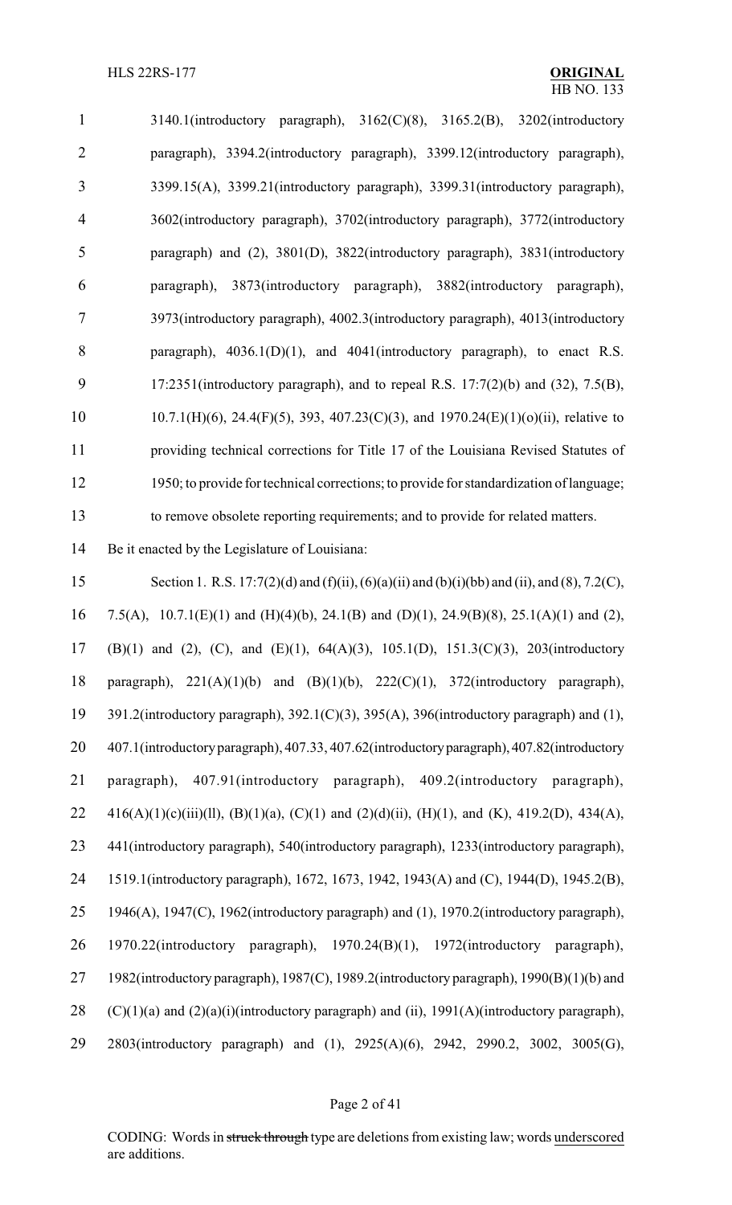3140.1(introductory paragraph), 3162(C)(8), 3165.2(B), 3202(introductory paragraph), 3394.2(introductory paragraph), 3399.12(introductory paragraph), 3399.15(A), 3399.21(introductory paragraph), 3399.31(introductory paragraph), 3602(introductory paragraph), 3702(introductory paragraph), 3772(introductory paragraph) and (2), 3801(D), 3822(introductory paragraph), 3831(introductory paragraph), 3873(introductory paragraph), 3882(introductory paragraph), 3973(introductory paragraph), 4002.3(introductory paragraph), 4013(introductory paragraph), 4036.1(D)(1), and 4041(introductory paragraph), to enact R.S. 17:2351(introductory paragraph), and to repeal R.S. 17:7(2)(b) and (32), 7.5(B), 10.7.1(H)(6), 24.4(F)(5), 393, 407.23(C)(3), and 1970.24(E)(1)(o)(ii), relative to providing technical corrections for Title 17 of the Louisiana Revised Statutes of 1950; to provide for technical corrections; to provide for standardization of language; to remove obsolete reporting requirements; and to provide for related matters.

Be it enacted by the Legislature of Louisiana:

Section 1. R.S. 17:7(2)(d) and (f)(ii), (6)(a)(ii) and (b)(i)(bb) and (ii), and (8), 7.2(C), 7.5(A), 10.7.1(E)(1) and (H)(4)(b), 24.1(B) and (D)(1), 24.9(B)(8), 25.1(A)(1) and (2), (B)(1) and (2), (C), and (E)(1), 64(A)(3), 105.1(D), 151.3(C)(3), 203(introductory paragraph), 221(A)(1)(b) and (B)(1)(b), 222(C)(1), 372(introductory paragraph), 391.2(introductory paragraph), 392.1(C)(3), 395(A), 396(introductory paragraph) and (1), 407.1(introductory paragraph), 407.33, 407.62(introductory paragraph), 407.82(introductory paragraph), 407.91(introductory paragraph), 409.2(introductory paragraph), 416(A)(1)(c)(iii)(ll), (B)(1)(a), (C)(1) and (2)(d)(ii), (H)(1), and (K), 419.2(D), 434(A), 441(introductory paragraph), 540(introductory paragraph), 1233(introductory paragraph), 1519.1(introductory paragraph), 1672, 1673, 1942, 1943(A) and (C), 1944(D), 1945.2(B), 1946(A), 1947(C), 1962(introductory paragraph) and (1), 1970.2(introductory paragraph), 1970.22(introductory paragraph), 1970.24(B)(1), 1972(introductory paragraph), 1982(introductory paragraph), 1987(C), 1989.2(introductory paragraph), 1990(B)(1)(b) and (C)(1)(a) and (2)(a)(i)(introductory paragraph) and (ii), 1991(A)(introductory paragraph), 2803(introductory paragraph) and (1), 2925(A)(6), 2942, 2990.2, 3002, 3005(G),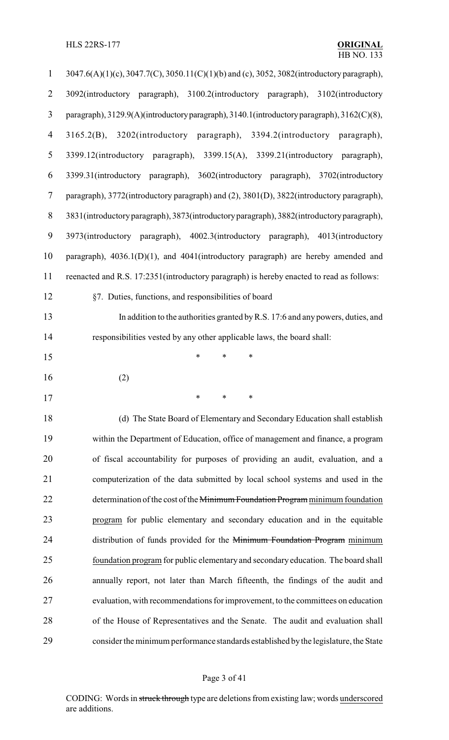3047.6(A)(1)(c), 3047.7(C), 3050.11(C)(1)(b) and (c), 3052, 3082(introductory paragraph), 3092(introductory paragraph), 3100.2(introductory paragraph), 3102(introductory paragraph), 3129.9(A)(introductory paragraph), 3140.1(introductory paragraph), 3162(C)(8), 3165.2(B), 3202(introductory paragraph), 3394.2(introductory paragraph), 3399.12(introductory paragraph), 3399.15(A), 3399.21(introductory paragraph), 3399.31(introductory paragraph), 3602(introductory paragraph), 3702(introductory paragraph), 3772(introductory paragraph) and (2), 3801(D), 3822(introductory paragraph), 3831(introductory paragraph), 3873(introductory paragraph), 3882(introductory paragraph), 3973(introductory paragraph), 4002.3(introductory paragraph), 4013(introductory paragraph), 4036.1(D)(1), and 4041(introductory paragraph) are hereby amended and reenacted and R.S. 17:2351(introductory paragraph) is hereby enacted to read as follows:

§7. Duties, functions, and responsibilities of board

In addition to the authorities granted by R.S. 17:6 and any powers, duties, and responsibilities vested by any other applicable laws, the board shall:

\* \* \*

(2)

\* \* \*

(d) The State Board of Elementary and Secondary Education shall establish within the Department of Education, office of management and finance, a program of fiscal accountability for purposes of providing an audit, evaluation, and a computerization of the data submitted by local school systems and used in the determination of the cost of the ~~Minimum Foundation Program~~ <u>minimum foundation program</u> for public elementary and secondary education and in the equitable distribution of funds provided for the ~~Minimum Foundation Program~~ <u>minimum foundation program</u> for public elementary and secondary education. The board shall annually report, not later than March fifteenth, the findings of the audit and evaluation, with recommendations for improvement, to the committees on education of the House of Representatives and the Senate. The audit and evaluation shall consider the minimum performance standards established by the legislature, the State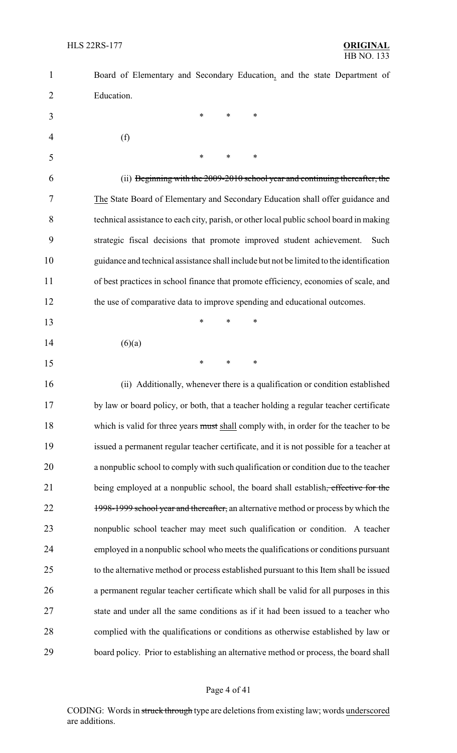Board of Elementary and Secondary Education, and the state Department of Education.

\* \* \*

(f)

\* \* \*

(ii) ~~Beginning with the 2009-2010 school year and continuing thereafter, the~~ The State Board of Elementary and Secondary Education shall offer guidance and technical assistance to each city, parish, or other local public school board in making strategic fiscal decisions that promote improved student achievement. Such guidance and technical assistance shall include but not be limited to the identification of best practices in school finance that promote efficiency, economies of scale, and the use of comparative data to improve spending and educational outcomes.

\* \* \*

(6)(a)

\* \* \*

(ii) Additionally, whenever there is a qualification or condition established by law or board policy, or both, that a teacher holding a regular teacher certificate which is valid for three years ~~must~~ shall comply with, in order for the teacher to be issued a permanent regular teacher certificate, and it is not possible for a teacher at a nonpublic school to comply with such qualification or condition due to the teacher being employed at a nonpublic school, the board shall establish~~, effective for the 1998-1999 school year and thereafter,~~ an alternative method or process by which the nonpublic school teacher may meet such qualification or condition. A teacher employed in a nonpublic school who meets the qualifications or conditions pursuant to the alternative method or process established pursuant to this Item shall be issued a permanent regular teacher certificate which shall be valid for all purposes in this state and under all the same conditions as if it had been issued to a teacher who complied with the qualifications or conditions as otherwise established by law or board policy. Prior to establishing an alternative method or process, the board shall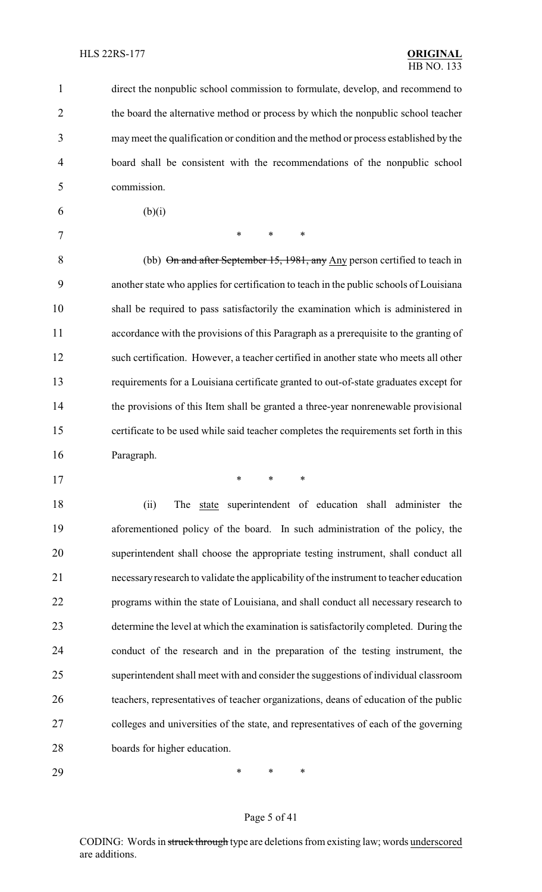direct the nonpublic school commission to formulate, develop, and recommend to the board the alternative method or process by which the nonpublic school teacher may meet the qualification or condition and the method or process established by the board shall be consistent with the recommendations of the nonpublic school commission.

(b)(i)

\* \* \*

(bb) ~~On and after September 15, 1981, any~~ <u>Any</u> person certified to teach in another state who applies for certification to teach in the public schools of Louisiana shall be required to pass satisfactorily the examination which is administered in accordance with the provisions of this Paragraph as a prerequisite to the granting of such certification. However, a teacher certified in another state who meets all other requirements for a Louisiana certificate granted to out-of-state graduates except for the provisions of this Item shall be granted a three-year nonrenewable provisional certificate to be used while said teacher completes the requirements set forth in this Paragraph.

\* \* \*

(ii) The <u>state</u> superintendent of education shall administer the aforementioned policy of the board. In such administration of the policy, the superintendent shall choose the appropriate testing instrument, shall conduct all necessary research to validate the applicability of the instrument to teacher education programs within the state of Louisiana, and shall conduct all necessary research to determine the level at which the examination is satisfactorily completed. During the conduct of the research and in the preparation of the testing instrument, the superintendent shall meet with and consider the suggestions of individual classroom teachers, representatives of teacher organizations, deans of education of the public colleges and universities of the state, and representatives of each of the governing boards for higher education.

\* \* \*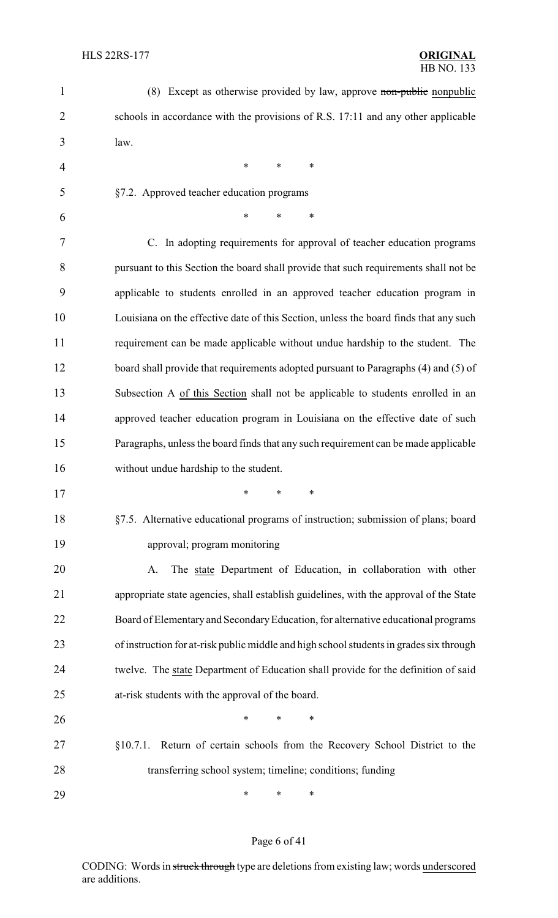(8) Except as otherwise provided by law, approve ~~non-public~~ nonpublic schools in accordance with the provisions of R.S. 17:11 and any other applicable law.

\* \* \*

§7.2. Approved teacher education programs

\* \* \*

C. In adopting requirements for approval of teacher education programs pursuant to this Section the board shall provide that such requirements shall not be applicable to students enrolled in an approved teacher education program in Louisiana on the effective date of this Section, unless the board finds that any such requirement can be made applicable without undue hardship to the student. The board shall provide that requirements adopted pursuant to Paragraphs (4) and (5) of Subsection A <u>of this Section</u> shall not be applicable to students enrolled in an approved teacher education program in Louisiana on the effective date of such Paragraphs, unless the board finds that any such requirement can be made applicable without undue hardship to the student.

\* \* \*

§7.5. Alternative educational programs of instruction; submission of plans; board approval; program monitoring

A. The <u>state</u> Department of Education, in collaboration with other appropriate state agencies, shall establish guidelines, with the approval of the State Board of Elementary and Secondary Education, for alternative educational programs of instruction for at-risk public middle and high school students in grades six through twelve. The <u>state</u> Department of Education shall provide for the definition of said at-risk students with the approval of the board.

\* \* \*

§10.7.1. Return of certain schools from the Recovery School District to the transferring school system; timeline; conditions; funding

\* \* \*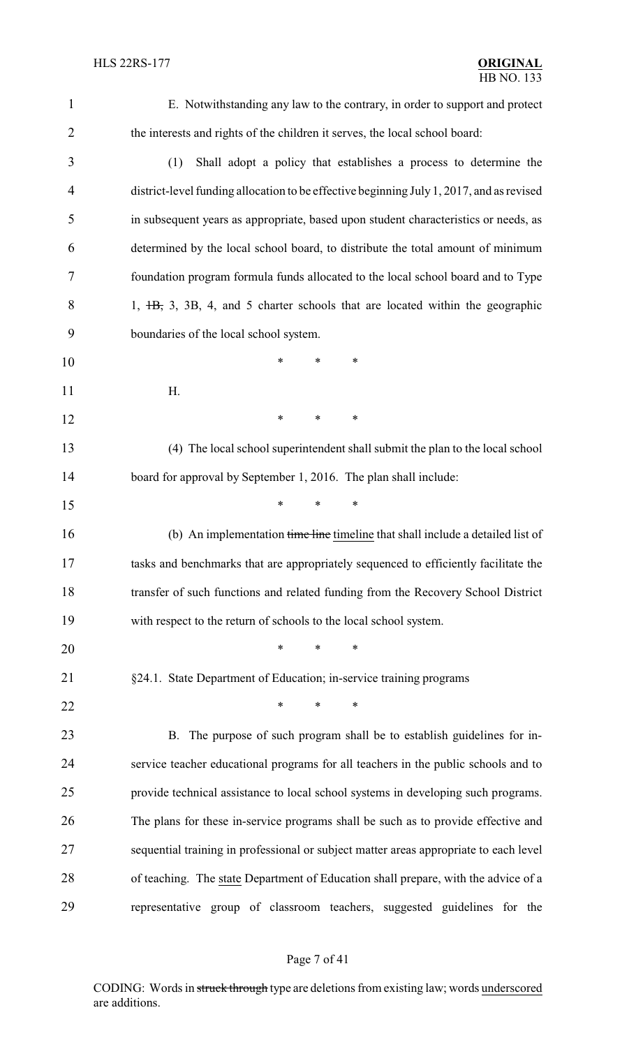E. Notwithstanding any law to the contrary, in order to support and protect the interests and rights of the children it serves, the local school board:

(1) Shall adopt a policy that establishes a process to determine the district-level funding allocation to be effective beginning July 1, 2017, and as revised in subsequent years as appropriate, based upon student characteristics or needs, as determined by the local school board, to distribute the total amount of minimum foundation program formula funds allocated to the local school board and to Type 1, ~~1B,~~ 3, 3B, 4, and 5 charter schools that are located within the geographic boundaries of the local school system.

\* \* \*

H.

\* \* \*

(4) The local school superintendent shall submit the plan to the local school board for approval by September 1, 2016. The plan shall include:

\* \* \*

(b) An implementation ~~time line~~ <u>timeline</u> that shall include a detailed list of tasks and benchmarks that are appropriately sequenced to efficiently facilitate the transfer of such functions and related funding from the Recovery School District with respect to the return of schools to the local school system.

\* \* \*

§24.1. State Department of Education; in-service training programs

\* \* \*

B. The purpose of such program shall be to establish guidelines for in-service teacher educational programs for all teachers in the public schools and to provide technical assistance to local school systems in developing such programs. The plans for these in-service programs shall be such as to provide effective and sequential training in professional or subject matter areas appropriate to each level of teaching. The <u>state</u> Department of Education shall prepare, with the advice of a representative group of classroom teachers, suggested guidelines for the

CODING: Words in ~~struck through~~ type are deletions from existing law; words <u>underscored</u> are additions.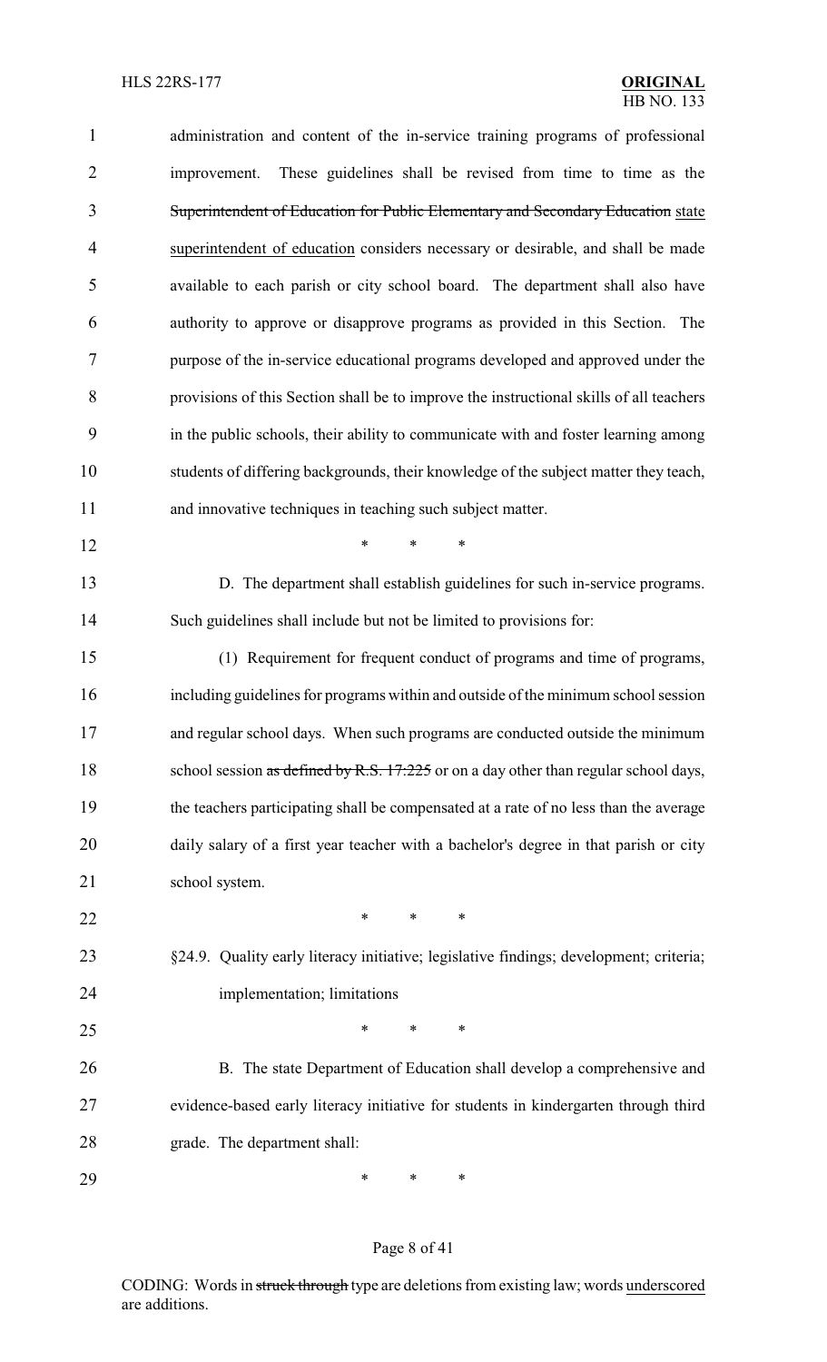administration and content of the in-service training programs of professional improvement. These guidelines shall be revised from time to time as the ~~Superintendent of Education for Public Elementary and Secondary Education~~ state superintendent of education considers necessary or desirable, and shall be made available to each parish or city school board. The department shall also have authority to approve or disapprove programs as provided in this Section. The purpose of the in-service educational programs developed and approved under the provisions of this Section shall be to improve the instructional skills of all teachers in the public schools, their ability to communicate with and foster learning among students of differing backgrounds, their knowledge of the subject matter they teach, and innovative techniques in teaching such subject matter.

\* \* \*

D. The department shall establish guidelines for such in-service programs. Such guidelines shall include but not be limited to provisions for:

(1) Requirement for frequent conduct of programs and time of programs, including guidelines for programs within and outside of the minimum school session and regular school days. When such programs are conducted outside the minimum school session ~~as defined by R.S. 17:225~~ or on a day other than regular school days, the teachers participating shall be compensated at a rate of no less than the average daily salary of a first year teacher with a bachelor's degree in that parish or city school system.

\* \* \*

§24.9. Quality early literacy initiative; legislative findings; development; criteria; implementation; limitations

\* \* \*

B. The state Department of Education shall develop a comprehensive and evidence-based early literacy initiative for students in kindergarten through third grade. The department shall:

\* \* \*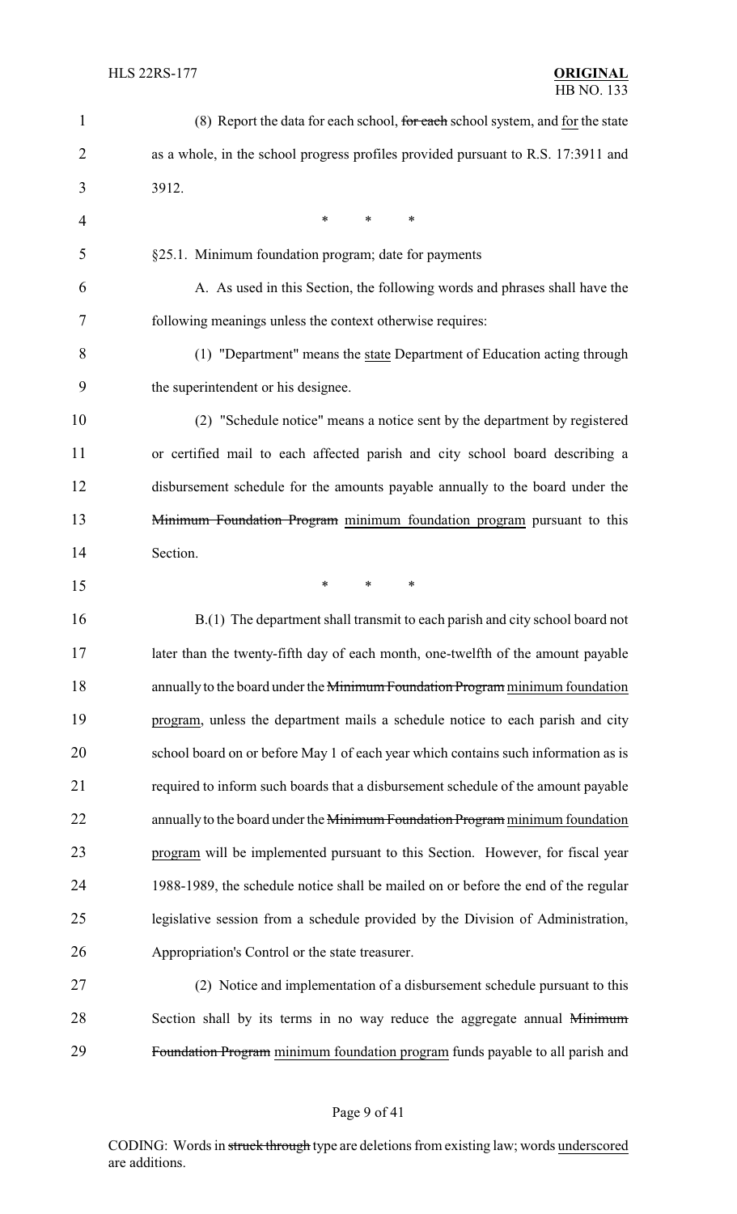(8) Report the data for each school, ~~for each~~ school system, and <u>for</u> the state as a whole, in the school progress profiles provided pursuant to R.S. 17:3911 and 3912.

\* \* \*

§25.1. Minimum foundation program; date for payments

A. As used in this Section, the following words and phrases shall have the following meanings unless the context otherwise requires:

(1) "Department" means the <u>state</u> Department of Education acting through the superintendent or his designee.

(2) "Schedule notice" means a notice sent by the department by registered or certified mail to each affected parish and city school board describing a disbursement schedule for the amounts payable annually to the board under the ~~Minimum Foundation Program~~ <u>minimum foundation program</u> pursuant to this Section.

\* \* \*

B.(1) The department shall transmit to each parish and city school board not later than the twenty-fifth day of each month, one-twelfth of the amount payable annually to the board under the ~~Minimum Foundation Program~~ <u>minimum foundation program</u>, unless the department mails a schedule notice to each parish and city school board on or before May 1 of each year which contains such information as is required to inform such boards that a disbursement schedule of the amount payable annually to the board under the ~~Minimum Foundation Program~~ <u>minimum foundation program</u> will be implemented pursuant to this Section. However, for fiscal year 1988-1989, the schedule notice shall be mailed on or before the end of the regular legislative session from a schedule provided by the Division of Administration, Appropriation's Control or the state treasurer.

(2) Notice and implementation of a disbursement schedule pursuant to this Section shall by its terms in no way reduce the aggregate annual ~~Minimum Foundation Program~~ <u>minimum foundation program</u> funds payable to all parish and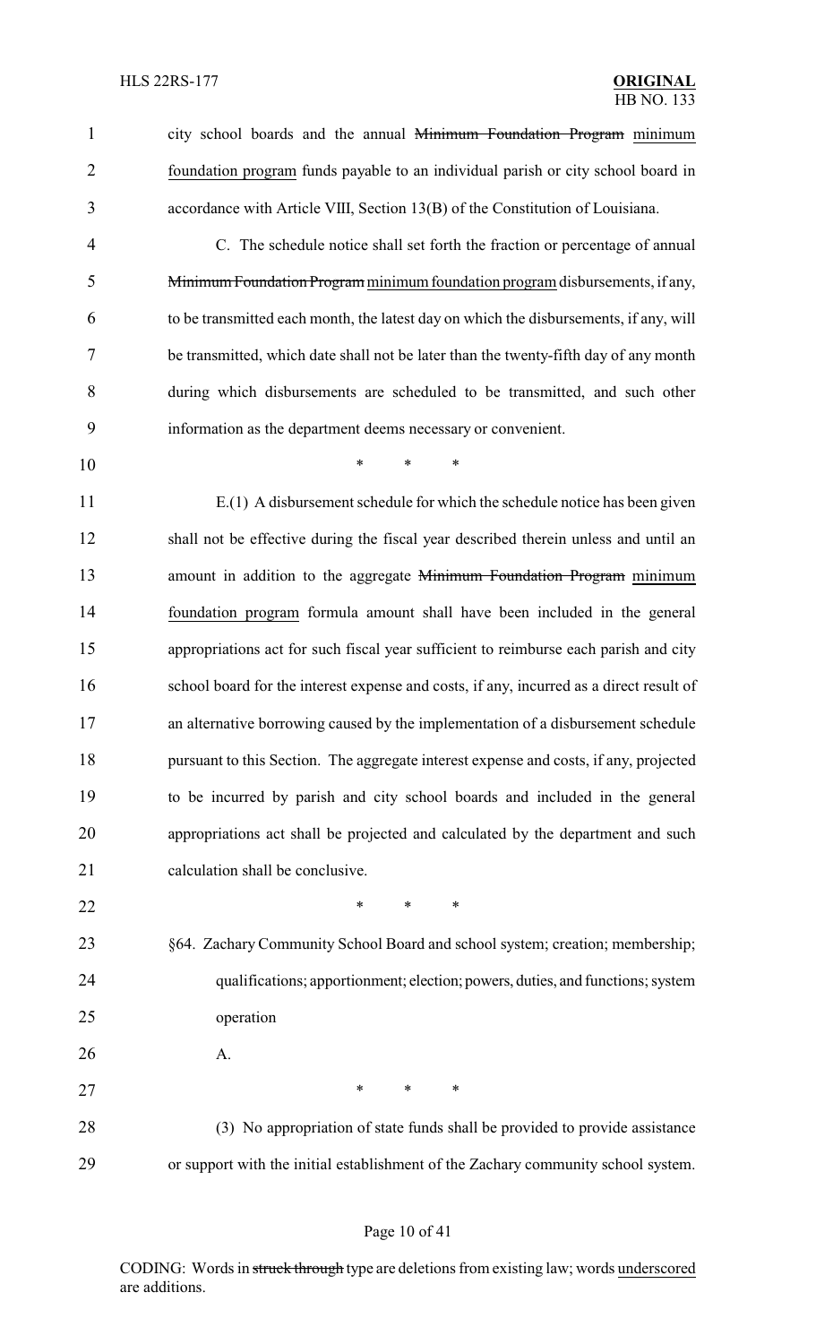city school boards and the annual ~~Minimum Foundation Program~~ minimum foundation program funds payable to an individual parish or city school board in accordance with Article VIII, Section 13(B) of the Constitution of Louisiana.

C. The schedule notice shall set forth the fraction or percentage of annual ~~Minimum Foundation Program~~ minimum foundation program disbursements, if any, to be transmitted each month, the latest day on which the disbursements, if any, will be transmitted, which date shall not be later than the twenty-fifth day of any month during which disbursements are scheduled to be transmitted, and such other information as the department deems necessary or convenient.

\* \* \*

E.(1) A disbursement schedule for which the schedule notice has been given shall not be effective during the fiscal year described therein unless and until an amount in addition to the aggregate ~~Minimum Foundation Program~~ minimum foundation program formula amount shall have been included in the general appropriations act for such fiscal year sufficient to reimburse each parish and city school board for the interest expense and costs, if any, incurred as a direct result of an alternative borrowing caused by the implementation of a disbursement schedule pursuant to this Section. The aggregate interest expense and costs, if any, projected to be incurred by parish and city school boards and included in the general appropriations act shall be projected and calculated by the department and such calculation shall be conclusive.

\* \* \*

§64. Zachary Community School Board and school system; creation; membership; qualifications; apportionment; election; powers, duties, and functions; system operation

A.

\* \* \*

(3) No appropriation of state funds shall be provided to provide assistance or support with the initial establishment of the Zachary community school system.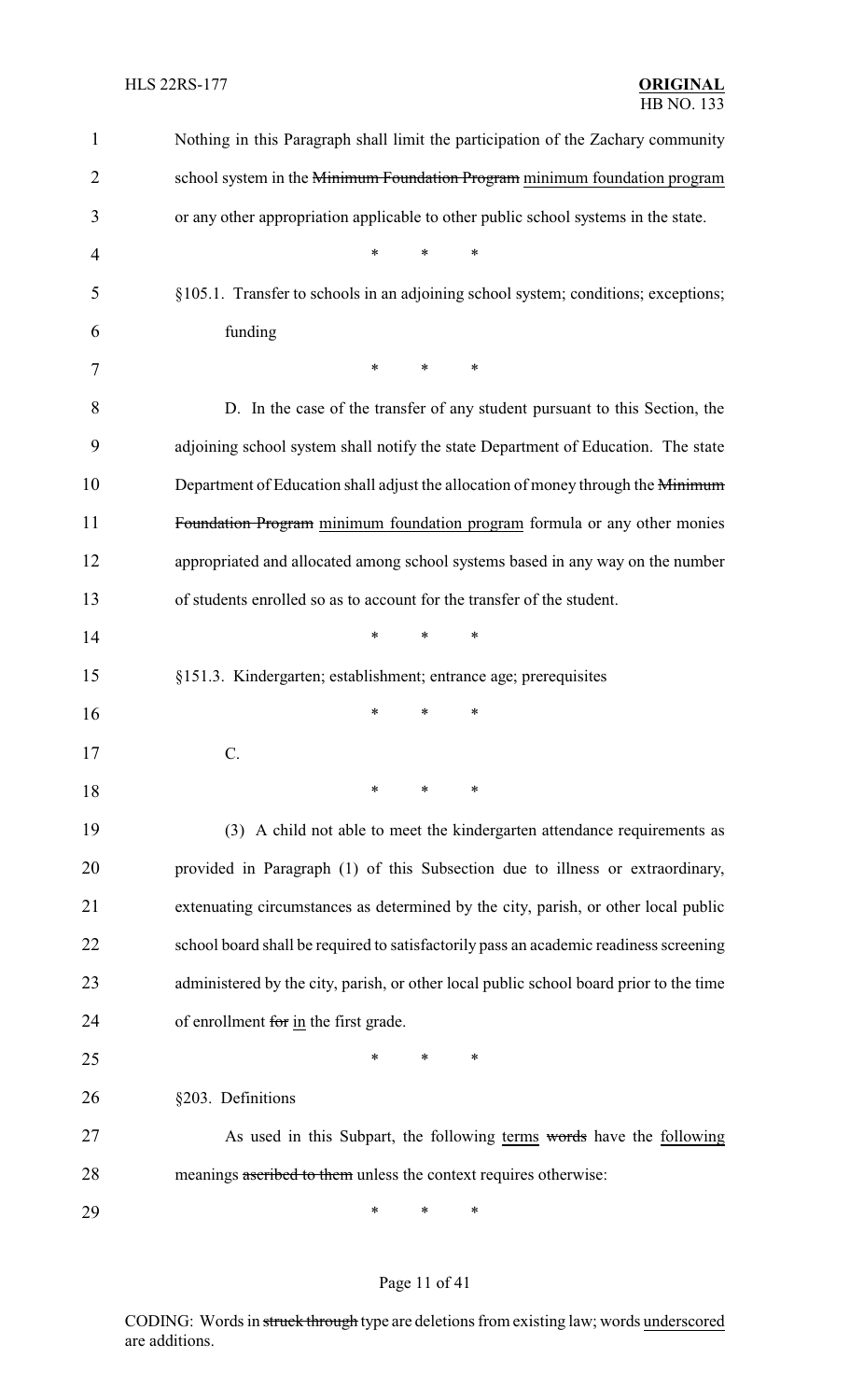Nothing in this Paragraph shall limit the participation of the Zachary community school system in the ~~Minimum Foundation Program~~ minimum foundation program or any other appropriation applicable to other public school systems in the state.

\* \* \*

§105.1. Transfer to schools in an adjoining school system; conditions; exceptions; funding

\* \* \*

D. In the case of the transfer of any student pursuant to this Section, the adjoining school system shall notify the state Department of Education. The state Department of Education shall adjust the allocation of money through the ~~Minimum Foundation Program~~ minimum foundation program formula or any other monies appropriated and allocated among school systems based in any way on the number of students enrolled so as to account for the transfer of the student.

\* \* \*

§151.3. Kindergarten; establishment; entrance age; prerequisites

\* \* \*

C.

\* \* \*

(3) A child not able to meet the kindergarten attendance requirements as provided in Paragraph (1) of this Subsection due to illness or extraordinary, extenuating circumstances as determined by the city, parish, or other local public school board shall be required to satisfactorily pass an academic readiness screening administered by the city, parish, or other local public school board prior to the time of enrollment ~~for~~ in the first grade.

\* \* \*

§203. Definitions

As used in this Subpart, the following terms ~~words~~ have the following meanings ~~ascribed to them~~ unless the context requires otherwise:

\* \* \*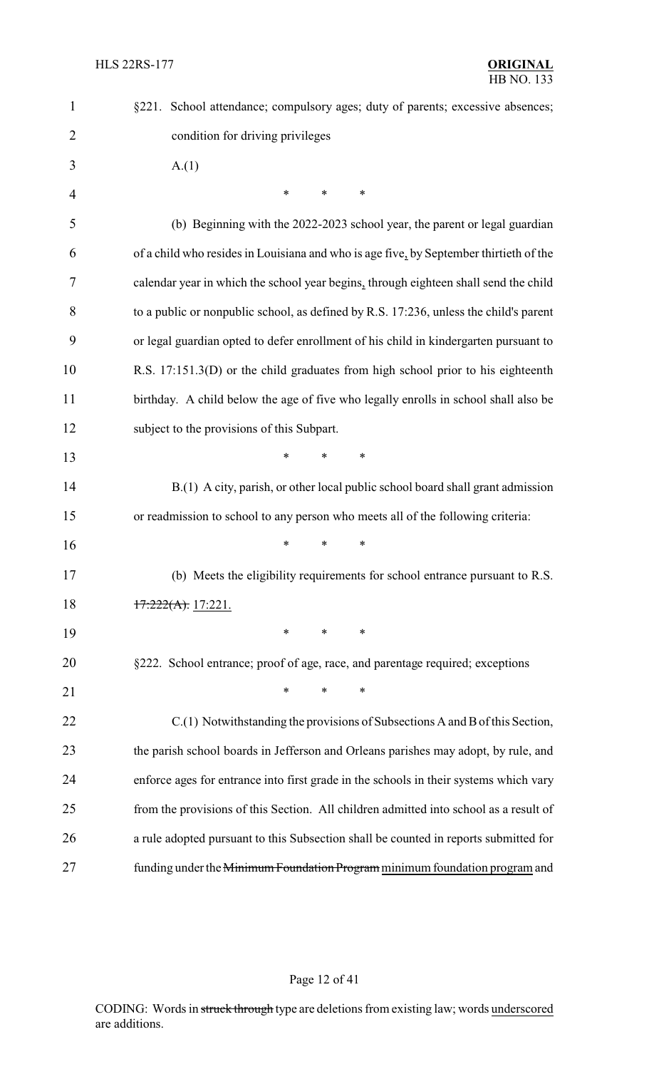§221. School attendance; compulsory ages; duty of parents; excessive absences; condition for driving privileges

A.(1)

\* \* \*

(b) Beginning with the 2022-2023 school year, the parent or legal guardian of a child who resides in Louisiana and who is age five, by September thirtieth of the calendar year in which the school year begins, through eighteen shall send the child to a public or nonpublic school, as defined by R.S. 17:236, unless the child's parent or legal guardian opted to defer enrollment of his child in kindergarten pursuant to R.S. 17:151.3(D) or the child graduates from high school prior to his eighteenth birthday. A child below the age of five who legally enrolls in school shall also be subject to the provisions of this Subpart.

\* \* \*

B.(1) A city, parish, or other local public school board shall grant admission or readmission to school to any person who meets all of the following criteria:

\* \* \*

(b) Meets the eligibility requirements for school entrance pursuant to R.S. ~~17:222(A).~~ 17:221.

\* \* \*

§222. School entrance; proof of age, race, and parentage required; exceptions

\* \* \*

C.(1) Notwithstanding the provisions of Subsections A and B of this Section, the parish school boards in Jefferson and Orleans parishes may adopt, by rule, and enforce ages for entrance into first grade in the schools in their systems which vary from the provisions of this Section. All children admitted into school as a result of a rule adopted pursuant to this Subsection shall be counted in reports submitted for funding under the ~~Minimum Foundation Program~~ minimum foundation program and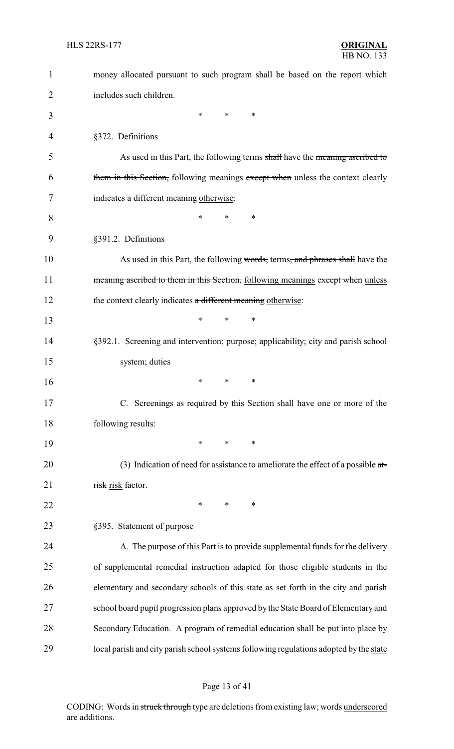money allocated pursuant to such program shall be based on the report which includes such children.

\* \* \*

§372. Definitions

As used in this Part, the following terms ~~shall~~ have the ~~meaning ascribed to them in this Section,~~ following meanings ~~except when~~ unless the context clearly indicates ~~a different meaning~~ otherwise:

\* \* \*

§391.2. Definitions

As used in this Part, the following ~~words,~~ terms~~, and phrases shall~~ have the ~~meaning ascribed to them in this Section,~~ following meanings ~~except when~~ unless the context clearly indicates ~~a different meaning~~ otherwise:

\* \* \*

§392.1. Screening and intervention; purpose; applicability; city and parish school system; duties

\* \* \*

C. Screenings as required by this Section shall have one or more of the following results:

\* \* \*

(3) Indication of need for assistance to ameliorate the effect of a possible ~~at-risk~~ risk factor.

\* \* \*

§395. Statement of purpose

A. The purpose of this Part is to provide supplemental funds for the delivery of supplemental remedial instruction adapted for those eligible students in the elementary and secondary schools of this state as set forth in the city and parish school board pupil progression plans approved by the State Board of Elementary and Secondary Education. A program of remedial education shall be put into place by local parish and city parish school systems following regulations adopted by the state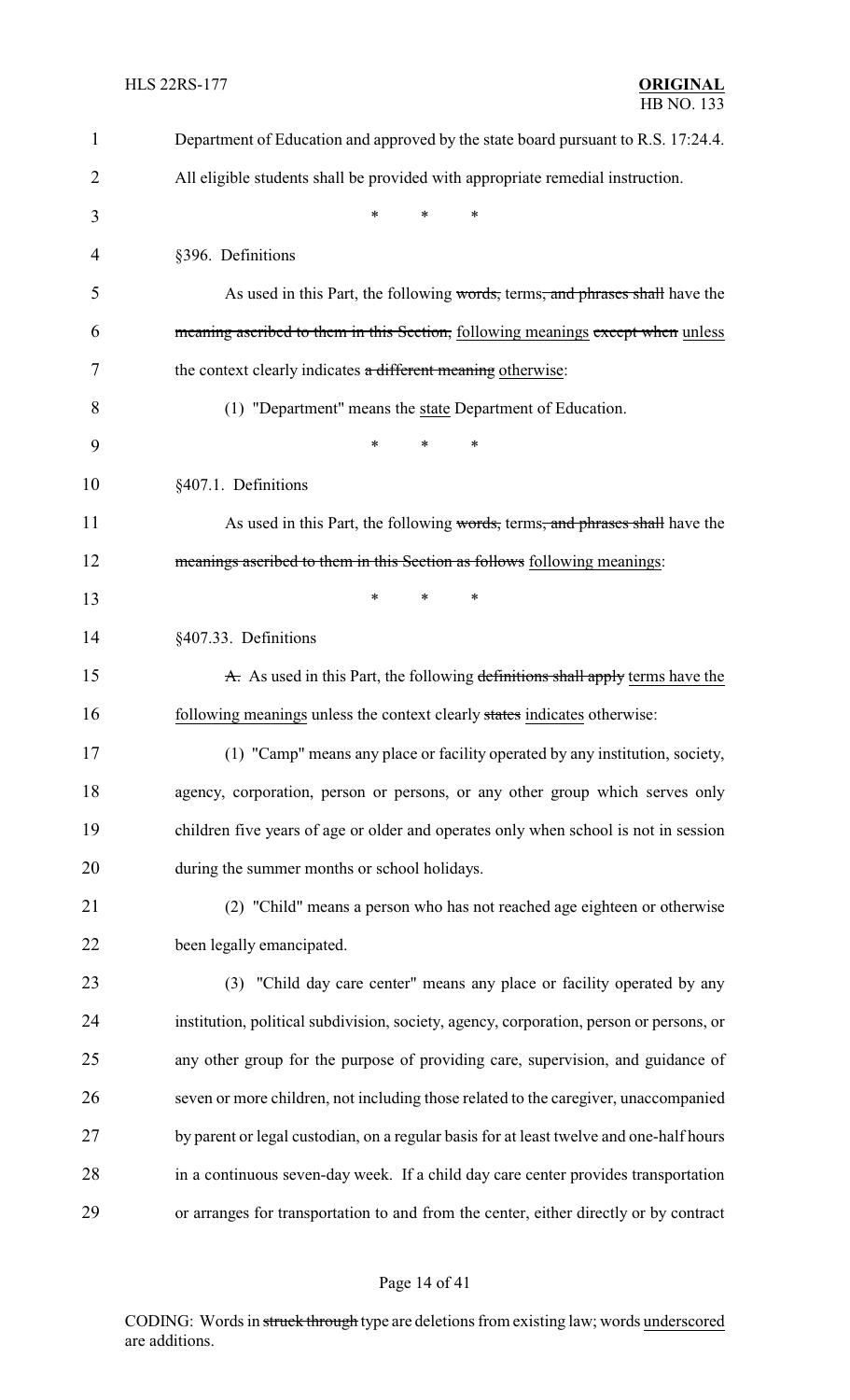Department of Education and approved by the state board pursuant to R.S. 17:24.4. All eligible students shall be provided with appropriate remedial instruction.

\* \* \*

§396. Definitions

As used in this Part, the following ~~words,~~ terms~~, and phrases shall~~ have the ~~meaning ascribed to them in this Section,~~ following meanings ~~except when~~ unless the context clearly indicates ~~a different meaning~~ otherwise:

(1) "Department" means the state Department of Education.

\* \* \*

§407.1. Definitions

As used in this Part, the following ~~words,~~ terms~~, and phrases shall~~ have the ~~meanings ascribed to them in this Section as follows~~ following meanings:

\* \* \*

§407.33. Definitions

~~A.~~ As used in this Part, the following ~~definitions shall apply~~ terms have the following meanings unless the context clearly ~~states~~ indicates otherwise:

(1) "Camp" means any place or facility operated by any institution, society, agency, corporation, person or persons, or any other group which serves only children five years of age or older and operates only when school is not in session during the summer months or school holidays.

(2) "Child" means a person who has not reached age eighteen or otherwise been legally emancipated.

(3) "Child day care center" means any place or facility operated by any institution, political subdivision, society, agency, corporation, person or persons, or any other group for the purpose of providing care, supervision, and guidance of seven or more children, not including those related to the caregiver, unaccompanied by parent or legal custodian, on a regular basis for at least twelve and one-half hours in a continuous seven-day week. If a child day care center provides transportation or arranges for transportation to and from the center, either directly or by contract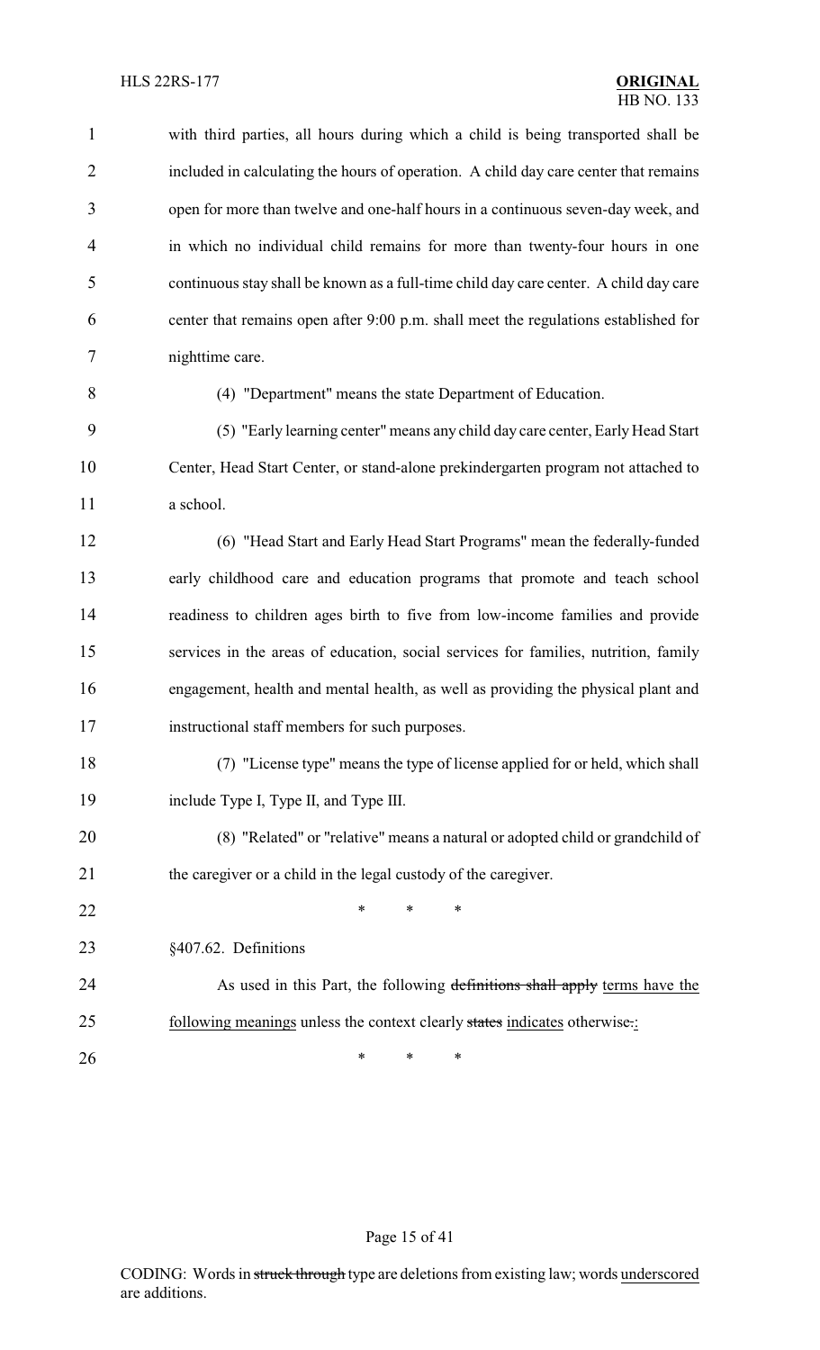with third parties, all hours during which a child is being transported shall be included in calculating the hours of operation. A child day care center that remains open for more than twelve and one-half hours in a continuous seven-day week, and in which no individual child remains for more than twenty-four hours in one continuous stay shall be known as a full-time child day care center. A child day care center that remains open after 9:00 p.m. shall meet the regulations established for nighttime care.

(4) "Department" means the state Department of Education.

(5) "Early learning center" means any child day care center, Early Head Start Center, Head Start Center, or stand-alone prekindergarten program not attached to a school.

(6) "Head Start and Early Head Start Programs" mean the federally-funded early childhood care and education programs that promote and teach school readiness to children ages birth to five from low-income families and provide services in the areas of education, social services for families, nutrition, family engagement, health and mental health, as well as providing the physical plant and instructional staff members for such purposes.

(7) "License type" means the type of license applied for or held, which shall include Type I, Type II, and Type III.

(8) "Related" or "relative" means a natural or adopted child or grandchild of the caregiver or a child in the legal custody of the caregiver.

\* \* \*

§407.62. Definitions

As used in this Part, the following ~~definitions shall apply~~ <u>terms have the following meanings</u> unless the context clearly ~~states~~ <u>indicates</u> otherwise~~.~~<u>:</u>

\* \* \*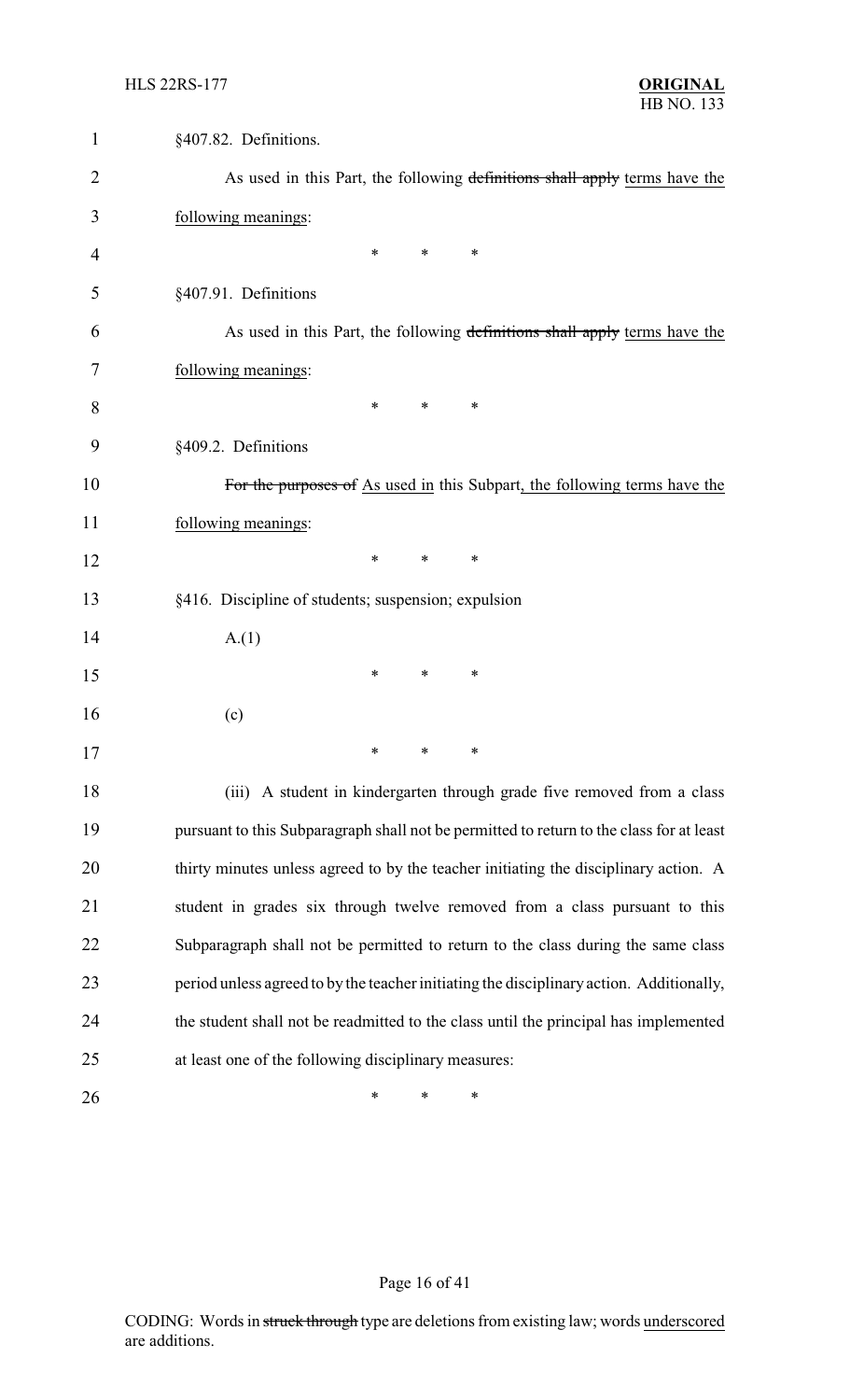§407.82. Definitions.

As used in this Part, the following ~~definitions shall apply~~ <u>terms have the following meanings</u>:

\* \* \*

§407.91. Definitions

As used in this Part, the following ~~definitions shall apply~~ <u>terms have the following meanings</u>:

\* \* \*

§409.2. Definitions

~~For the purposes of~~ <u>As used in</u> this Subpart<u>, the following terms have the following meanings</u>:

\* \* \*

§416. Discipline of students; suspension; expulsion

A.(1)

\* \* \*

(c)

\* \* \*

(iii) A student in kindergarten through grade five removed from a class pursuant to this Subparagraph shall not be permitted to return to the class for at least thirty minutes unless agreed to by the teacher initiating the disciplinary action. A student in grades six through twelve removed from a class pursuant to this Subparagraph shall not be permitted to return to the class during the same class period unless agreed to by the teacher initiating the disciplinary action. Additionally, the student shall not be readmitted to the class until the principal has implemented at least one of the following disciplinary measures:

\* \* \*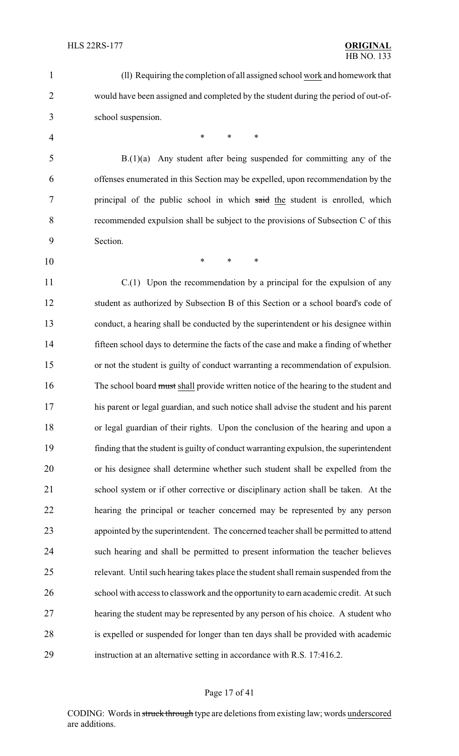(ll) Requiring the completion of all assigned school work and homework that would have been assigned and completed by the student during the period of out-of-school suspension.

\* \* \*

B.(1)(a) Any student after being suspended for committing any of the offenses enumerated in this Section may be expelled, upon recommendation by the principal of the public school in which ~~said~~ the student is enrolled, which recommended expulsion shall be subject to the provisions of Subsection C of this Section.

\* \* \*

C.(1) Upon the recommendation by a principal for the expulsion of any student as authorized by Subsection B of this Section or a school board's code of conduct, a hearing shall be conducted by the superintendent or his designee within fifteen school days to determine the facts of the case and make a finding of whether or not the student is guilty of conduct warranting a recommendation of expulsion. The school board ~~must~~ shall provide written notice of the hearing to the student and his parent or legal guardian, and such notice shall advise the student and his parent or legal guardian of their rights. Upon the conclusion of the hearing and upon a finding that the student is guilty of conduct warranting expulsion, the superintendent or his designee shall determine whether such student shall be expelled from the school system or if other corrective or disciplinary action shall be taken. At the hearing the principal or teacher concerned may be represented by any person appointed by the superintendent. The concerned teacher shall be permitted to attend such hearing and shall be permitted to present information the teacher believes relevant. Until such hearing takes place the student shall remain suspended from the school with access to classwork and the opportunity to earn academic credit. At such hearing the student may be represented by any person of his choice. A student who is expelled or suspended for longer than ten days shall be provided with academic instruction at an alternative setting in accordance with R.S. 17:416.2.

CODING: Words in ~~struck through~~ type are deletions from existing law; words underscored are additions.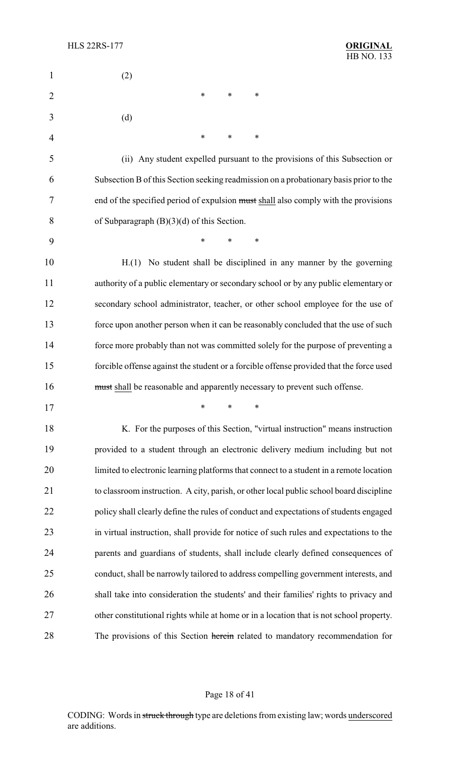(2)

\* \* \*

(d)

\* \* \*

(ii) Any student expelled pursuant to the provisions of this Subsection or Subsection B of this Section seeking readmission on a probationary basis prior to the end of the specified period of expulsion ~~must~~ shall also comply with the provisions of Subparagraph (B)(3)(d) of this Section.

\* \* \*

H.(1) No student shall be disciplined in any manner by the governing authority of a public elementary or secondary school or by any public elementary or secondary school administrator, teacher, or other school employee for the use of force upon another person when it can be reasonably concluded that the use of such force more probably than not was committed solely for the purpose of preventing a forcible offense against the student or a forcible offense provided that the force used ~~must~~ shall be reasonable and apparently necessary to prevent such offense.

\* \* \*

K. For the purposes of this Section, "virtual instruction" means instruction provided to a student through an electronic delivery medium including but not limited to electronic learning platforms that connect to a student in a remote location to classroom instruction. A city, parish, or other local public school board discipline policy shall clearly define the rules of conduct and expectations of students engaged in virtual instruction, shall provide for notice of such rules and expectations to the parents and guardians of students, shall include clearly defined consequences of conduct, shall be narrowly tailored to address compelling government interests, and shall take into consideration the students' and their families' rights to privacy and other constitutional rights while at home or in a location that is not school property. The provisions of this Section ~~herein~~ related to mandatory recommendation for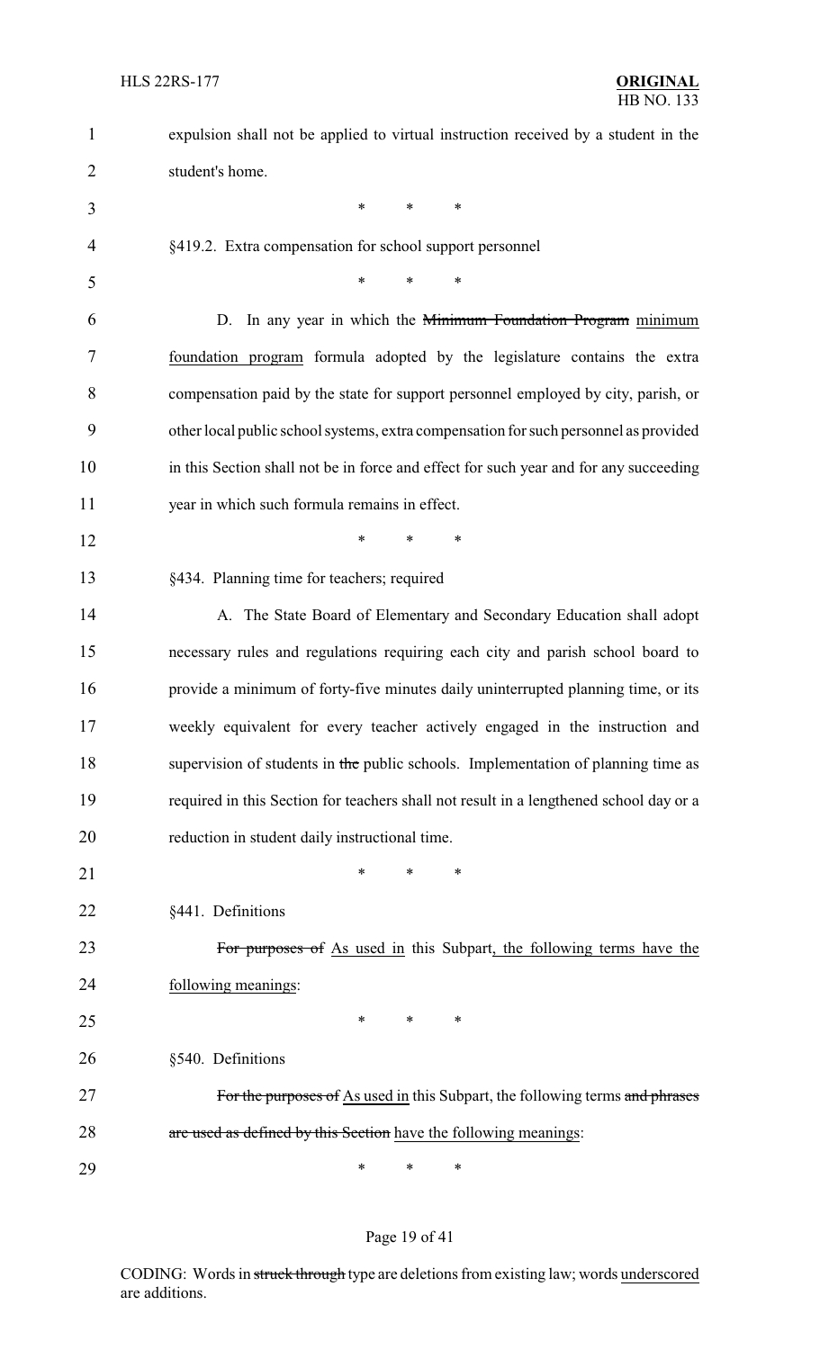expulsion shall not be applied to virtual instruction received by a student in the student's home.

\* \* \*

§419.2. Extra compensation for school support personnel

\* \* \*

D. In any year in which the ~~Minimum Foundation Program~~ minimum foundation program formula adopted by the legislature contains the extra compensation paid by the state for support personnel employed by city, parish, or other local public school systems, extra compensation for such personnel as provided in this Section shall not be in force and effect for such year and for any succeeding year in which such formula remains in effect.

\* \* \*

§434. Planning time for teachers; required

A. The State Board of Elementary and Secondary Education shall adopt necessary rules and regulations requiring each city and parish school board to provide a minimum of forty-five minutes daily uninterrupted planning time, or its weekly equivalent for every teacher actively engaged in the instruction and supervision of students in ~~the~~ public schools. Implementation of planning time as required in this Section for teachers shall not result in a lengthened school day or a reduction in student daily instructional time.

\* \* \*

§441. Definitions

~~For purposes of~~ As used in this Subpart, the following terms have the following meanings:

\* \* \*

§540. Definitions

~~For the purposes of~~ As used in this Subpart, the following terms ~~and phrases are used as defined by this Section~~ have the following meanings:

\* \* \*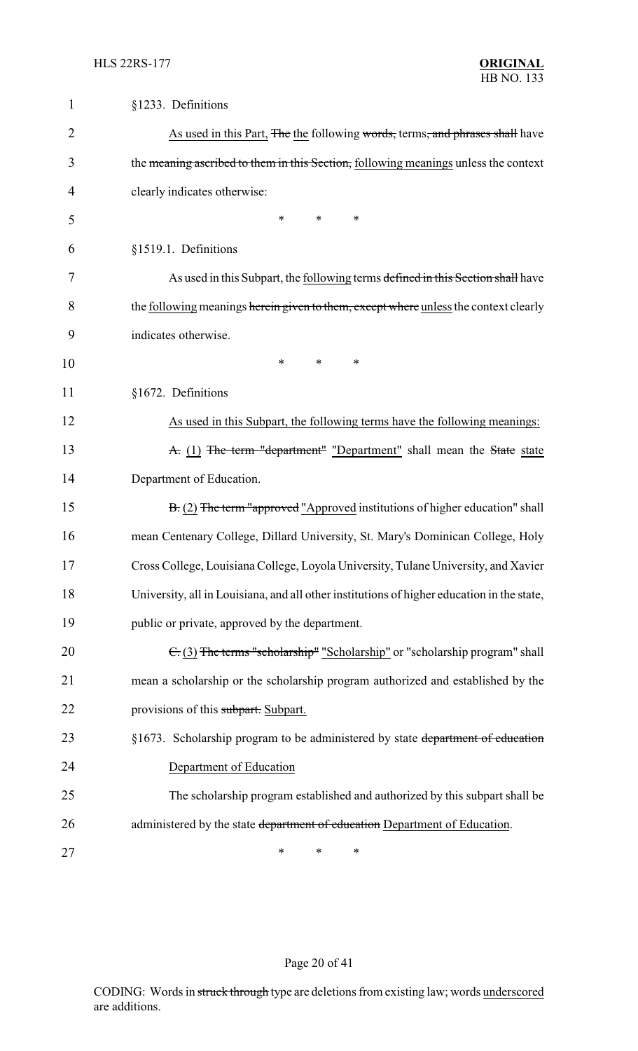§1233. Definitions

As used in this Part, ~~The~~ the following ~~words,~~ terms~~, and phrases shall~~ have the ~~meaning ascribed to them in this Section,~~ following meanings unless the context clearly indicates otherwise:

\* \* \*

§1519.1. Definitions

As used in this Subpart, the following terms ~~defined in this Section shall~~ have the following meanings ~~herein given to them, except where~~ unless the context clearly indicates otherwise.

\* \* \*

§1672. Definitions

As used in this Subpart, the following terms have the following meanings:

~~A.~~ (1) ~~The term "department"~~ "Department" shall mean the ~~State~~ state Department of Education.

~~B.~~ (2) ~~The term "approved~~ "Approved institutions of higher education" shall mean Centenary College, Dillard University, St. Mary's Dominican College, Holy Cross College, Louisiana College, Loyola University, Tulane University, and Xavier University, all in Louisiana, and all other institutions of higher education in the state, public or private, approved by the department.

~~C.~~ (3) ~~The terms "scholarship"~~ "Scholarship" or "scholarship program" shall mean a scholarship or the scholarship program authorized and established by the provisions of this ~~subpart.~~ Subpart.

§1673. Scholarship program to be administered by state ~~department of education~~ Department of Education

The scholarship program established and authorized by this subpart shall be administered by the state ~~department of education~~ Department of Education.

\* \* \*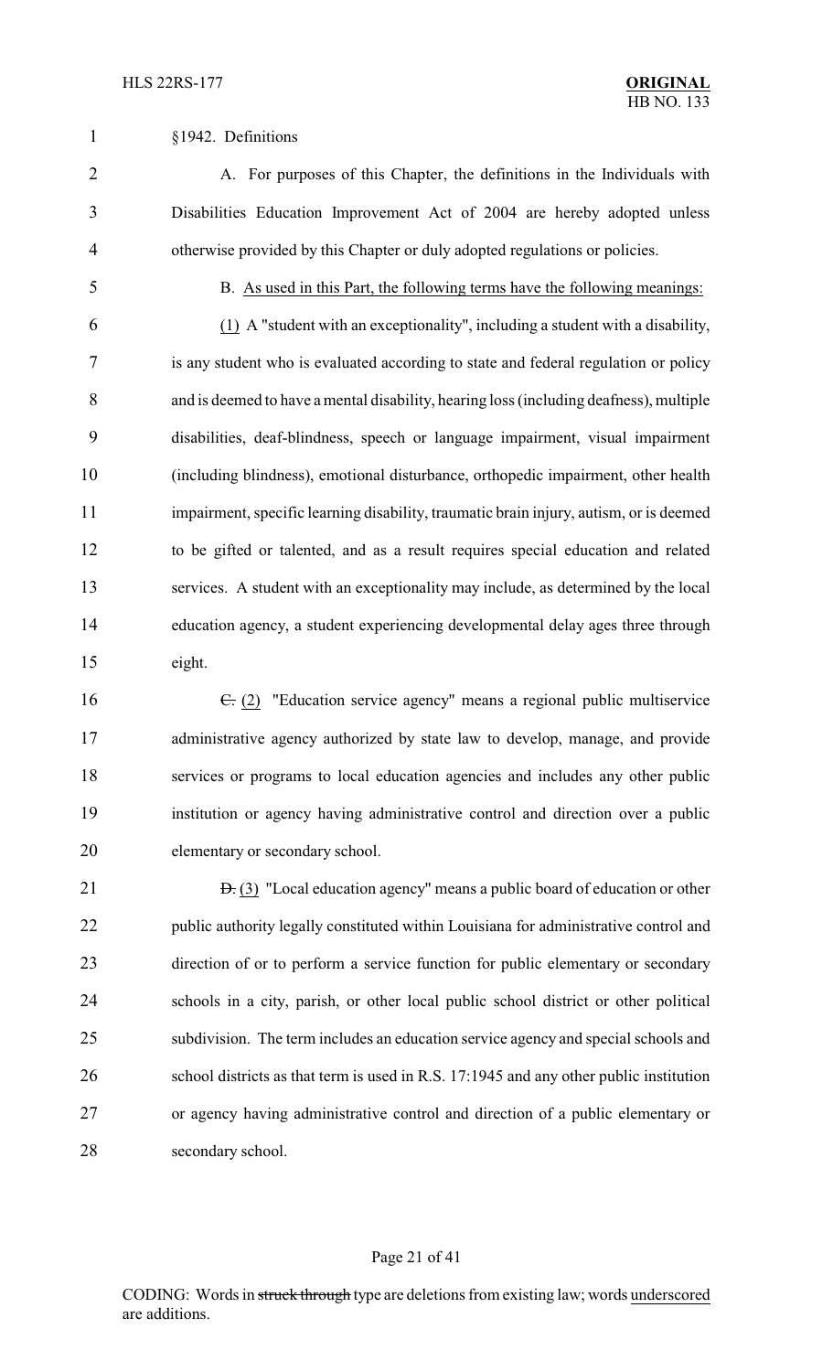§1942. Definitions

A. For purposes of this Chapter, the definitions in the Individuals with Disabilities Education Improvement Act of 2004 are hereby adopted unless otherwise provided by this Chapter or duly adopted regulations or policies.

B. As used in this Part, the following terms have the following meanings:

(1) A "student with an exceptionality", including a student with a disability, is any student who is evaluated according to state and federal regulation or policy and is deemed to have a mental disability, hearing loss (including deafness), multiple disabilities, deaf-blindness, speech or language impairment, visual impairment (including blindness), emotional disturbance, orthopedic impairment, other health impairment, specific learning disability, traumatic brain injury, autism, or is deemed to be gifted or talented, and as a result requires special education and related services. A student with an exceptionality may include, as determined by the local education agency, a student experiencing developmental delay ages three through eight.

~~C.~~ (2) "Education service agency" means a regional public multiservice administrative agency authorized by state law to develop, manage, and provide services or programs to local education agencies and includes any other public institution or agency having administrative control and direction over a public elementary or secondary school.

~~D.~~ (3) "Local education agency" means a public board of education or other public authority legally constituted within Louisiana for administrative control and direction of or to perform a service function for public elementary or secondary schools in a city, parish, or other local public school district or other political subdivision. The term includes an education service agency and special schools and school districts as that term is used in R.S. 17:1945 and any other public institution or agency having administrative control and direction of a public elementary or secondary school.

CODING: Words in ~~struck through~~ type are deletions from existing law; words underscored are additions.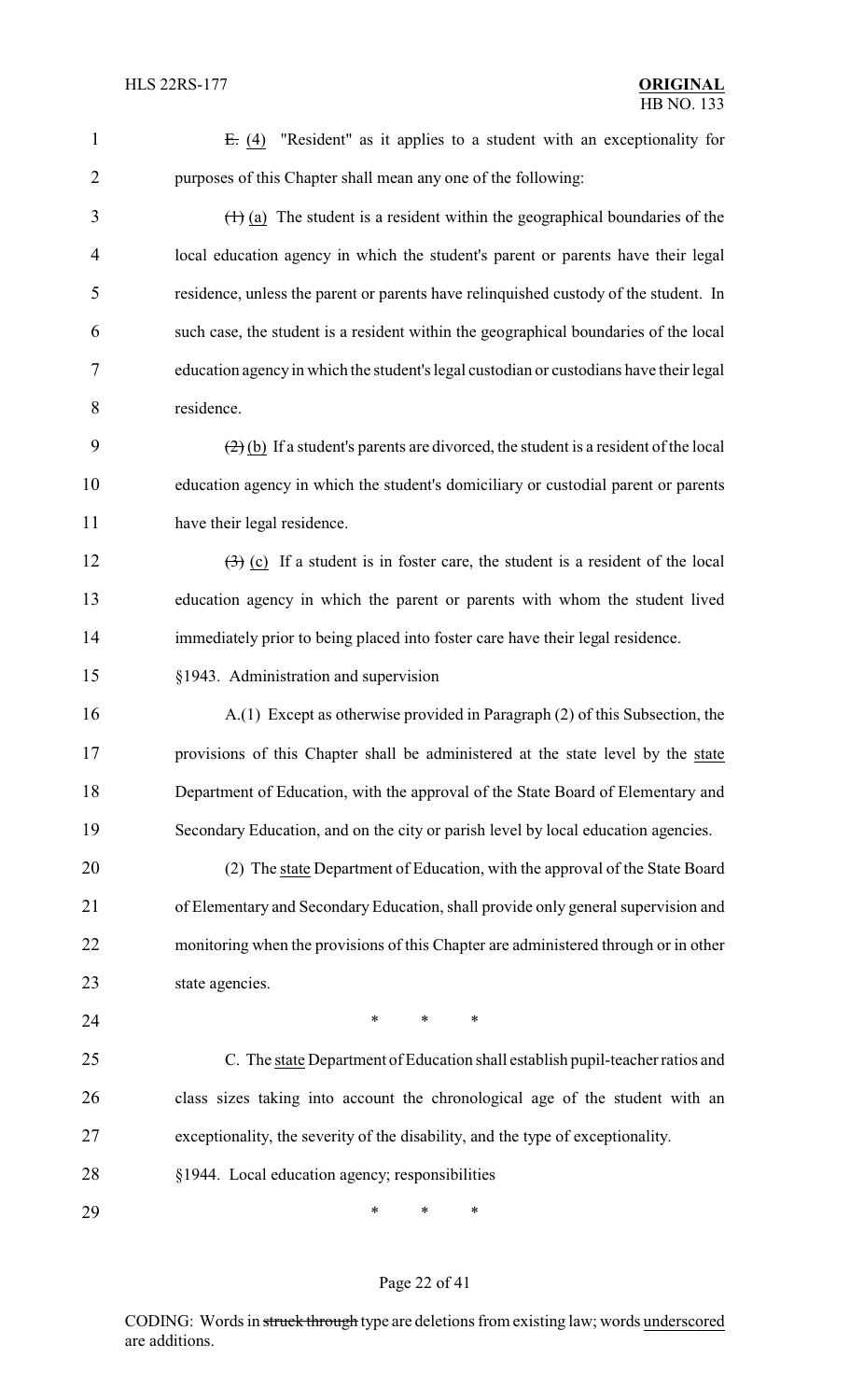~~E.~~ <u>(4)</u> "Resident" as it applies to a student with an exceptionality for purposes of this Chapter shall mean any one of the following:

~~(1)~~ <u>(a)</u> The student is a resident within the geographical boundaries of the local education agency in which the student's parent or parents have their legal residence, unless the parent or parents have relinquished custody of the student. In such case, the student is a resident within the geographical boundaries of the local education agency in which the student's legal custodian or custodians have their legal residence.

~~(2)~~ <u>(b)</u> If a student's parents are divorced, the student is a resident of the local education agency in which the student's domiciliary or custodial parent or parents have their legal residence.

~~(3)~~ <u>(c)</u> If a student is in foster care, the student is a resident of the local education agency in which the parent or parents with whom the student lived immediately prior to being placed into foster care have their legal residence.

§1943. Administration and supervision

A.(1) Except as otherwise provided in Paragraph (2) of this Subsection, the provisions of this Chapter shall be administered at the state level by the <u>state</u> Department of Education, with the approval of the State Board of Elementary and Secondary Education, and on the city or parish level by local education agencies.

(2) The <u>state</u> Department of Education, with the approval of the State Board of Elementary and Secondary Education, shall provide only general supervision and monitoring when the provisions of this Chapter are administered through or in other state agencies.

\* \* \*

C. The <u>state</u> Department of Education shall establish pupil-teacher ratios and class sizes taking into account the chronological age of the student with an exceptionality, the severity of the disability, and the type of exceptionality.

§1944. Local education agency; responsibilities

\* \* \*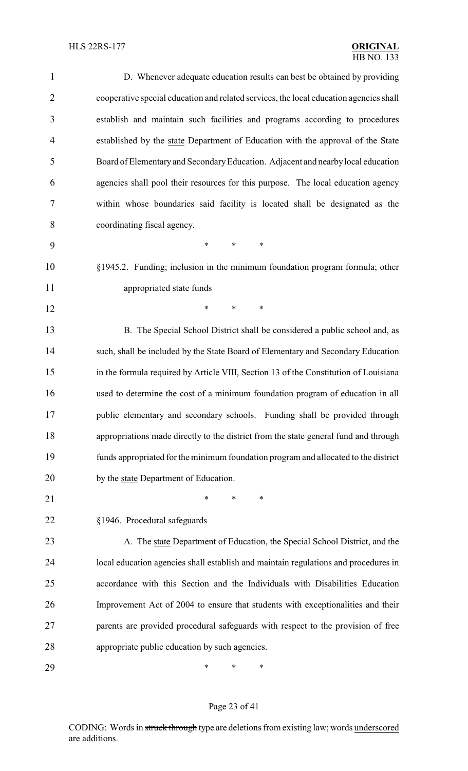D. Whenever adequate education results can best be obtained by providing cooperative special education and related services, the local education agencies shall establish and maintain such facilities and programs according to procedures established by the <u>state</u> Department of Education with the approval of the State Board of Elementary and Secondary Education. Adjacent and nearby local education agencies shall pool their resources for this purpose. The local education agency within whose boundaries said facility is located shall be designated as the coordinating fiscal agency.

\* \* \*

§1945.2. Funding; inclusion in the minimum foundation program formula; other appropriated state funds

\* \* \*

B. The Special School District shall be considered a public school and, as such, shall be included by the State Board of Elementary and Secondary Education in the formula required by Article VIII, Section 13 of the Constitution of Louisiana used to determine the cost of a minimum foundation program of education in all public elementary and secondary schools. Funding shall be provided through appropriations made directly to the district from the state general fund and through funds appropriated for the minimum foundation program and allocated to the district by the <u>state</u> Department of Education.

\* \* \*

§1946. Procedural safeguards

A. The <u>state</u> Department of Education, the Special School District, and the local education agencies shall establish and maintain regulations and procedures in accordance with this Section and the Individuals with Disabilities Education Improvement Act of 2004 to ensure that students with exceptionalities and their parents are provided procedural safeguards with respect to the provision of free appropriate public education by such agencies.

\* \* \*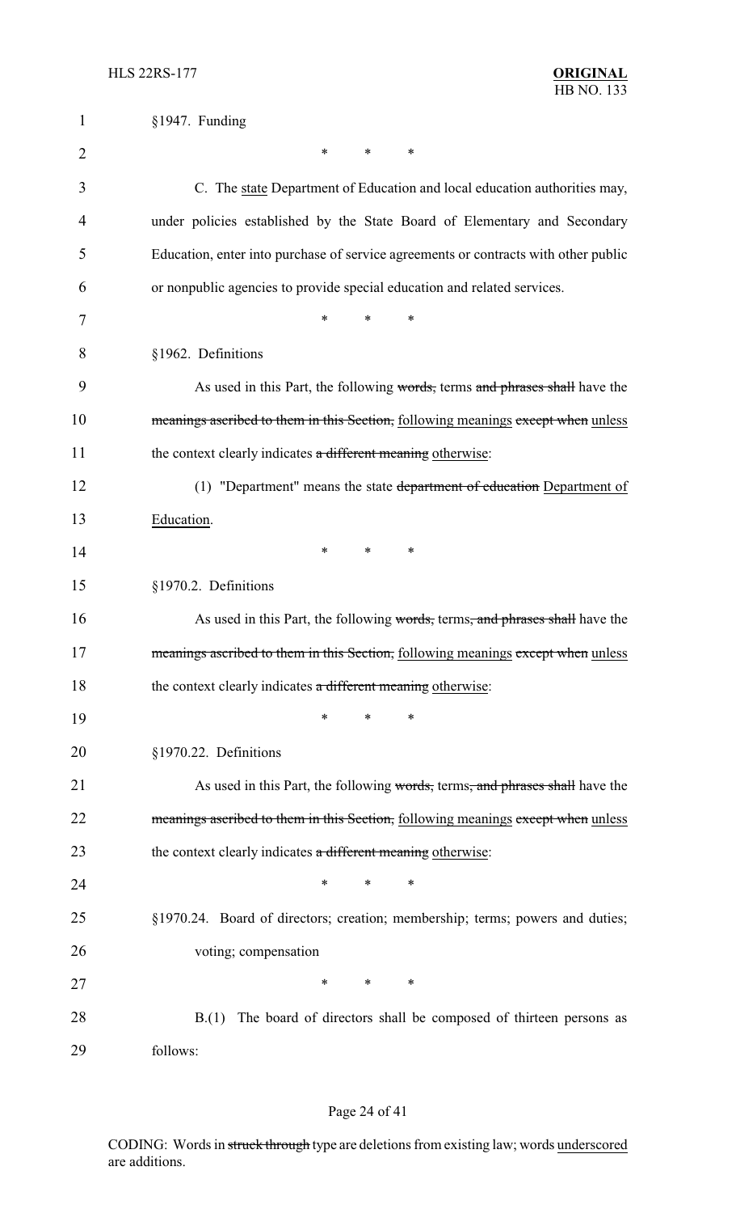§1947. Funding

\* \* \*

C. The state Department of Education and local education authorities may, under policies established by the State Board of Elementary and Secondary Education, enter into purchase of service agreements or contracts with other public or nonpublic agencies to provide special education and related services.

\* \* \*

§1962. Definitions

As used in this Part, the following ~~words,~~ terms ~~and phrases shall~~ have the ~~meanings ascribed to them in this Section,~~ following meanings ~~except when~~ unless the context clearly indicates ~~a different meaning~~ otherwise:

(1) "Department" means the state ~~department of education~~ Department of Education.

\* \* \*

§1970.2. Definitions

As used in this Part, the following ~~words,~~ terms~~, and phrases shall~~ have the ~~meanings ascribed to them in this Section,~~ following meanings ~~except when~~ unless the context clearly indicates ~~a different meaning~~ otherwise:

\* \* \*

§1970.22. Definitions

As used in this Part, the following ~~words,~~ terms~~, and phrases shall~~ have the ~~meanings ascribed to them in this Section,~~ following meanings ~~except when~~ unless the context clearly indicates ~~a different meaning~~ otherwise:

\* \* \*

§1970.24. Board of directors; creation; membership; terms; powers and duties; voting; compensation

\* \* \*

B.(1) The board of directors shall be composed of thirteen persons as follows: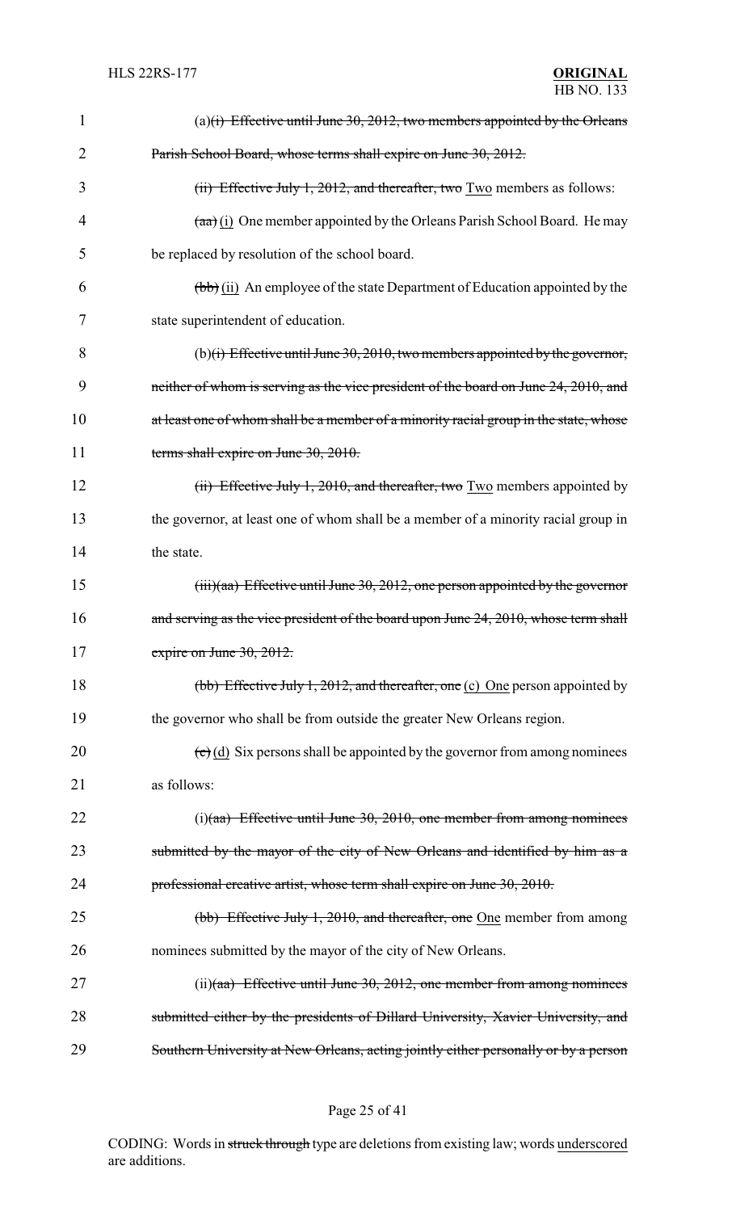(a)~~(i) Effective until June 30, 2012, two members appointed by the Orleans Parish School Board, whose terms shall expire on June 30, 2012.~~

~~(ii) Effective July 1, 2012, and thereafter, two~~ <u>Two</u> members as follows:

~~(aa)~~ <u>(i)</u> One member appointed by the Orleans Parish School Board. He may be replaced by resolution of the school board.

~~(bb)~~ <u>(ii)</u> An employee of the state Department of Education appointed by the state superintendent of education.

(b)~~(i) Effective until June 30, 2010, two members appointed by the governor, neither of whom is serving as the vice president of the board on June 24, 2010, and at least one of whom shall be a member of a minority racial group in the state, whose terms shall expire on June 30, 2010.~~

~~(ii) Effective July 1, 2010, and thereafter, two~~ <u>Two</u> members appointed by the governor, at least one of whom shall be a member of a minority racial group in the state.

~~(iii)(aa) Effective until June 30, 2012, one person appointed by the governor and serving as the vice president of the board upon June 24, 2010, whose term shall expire on June 30, 2012.~~

~~(bb) Effective July 1, 2012, and thereafter, one~~ <u>(c) One</u> person appointed by the governor who shall be from outside the greater New Orleans region.

~~(c)~~ <u>(d)</u> Six persons shall be appointed by the governor from among nominees as follows:

(i)~~(aa) Effective until June 30, 2010, one member from among nominees submitted by the mayor of the city of New Orleans and identified by him as a professional creative artist, whose term shall expire on June 30, 2010.~~

~~(bb) Effective July 1, 2010, and thereafter, one~~ <u>One</u> member from among nominees submitted by the mayor of the city of New Orleans.

(ii)~~(aa) Effective until June 30, 2012, one member from among nominees submitted either by the presidents of Dillard University, Xavier University, and Southern University at New Orleans, acting jointly either personally or by a person~~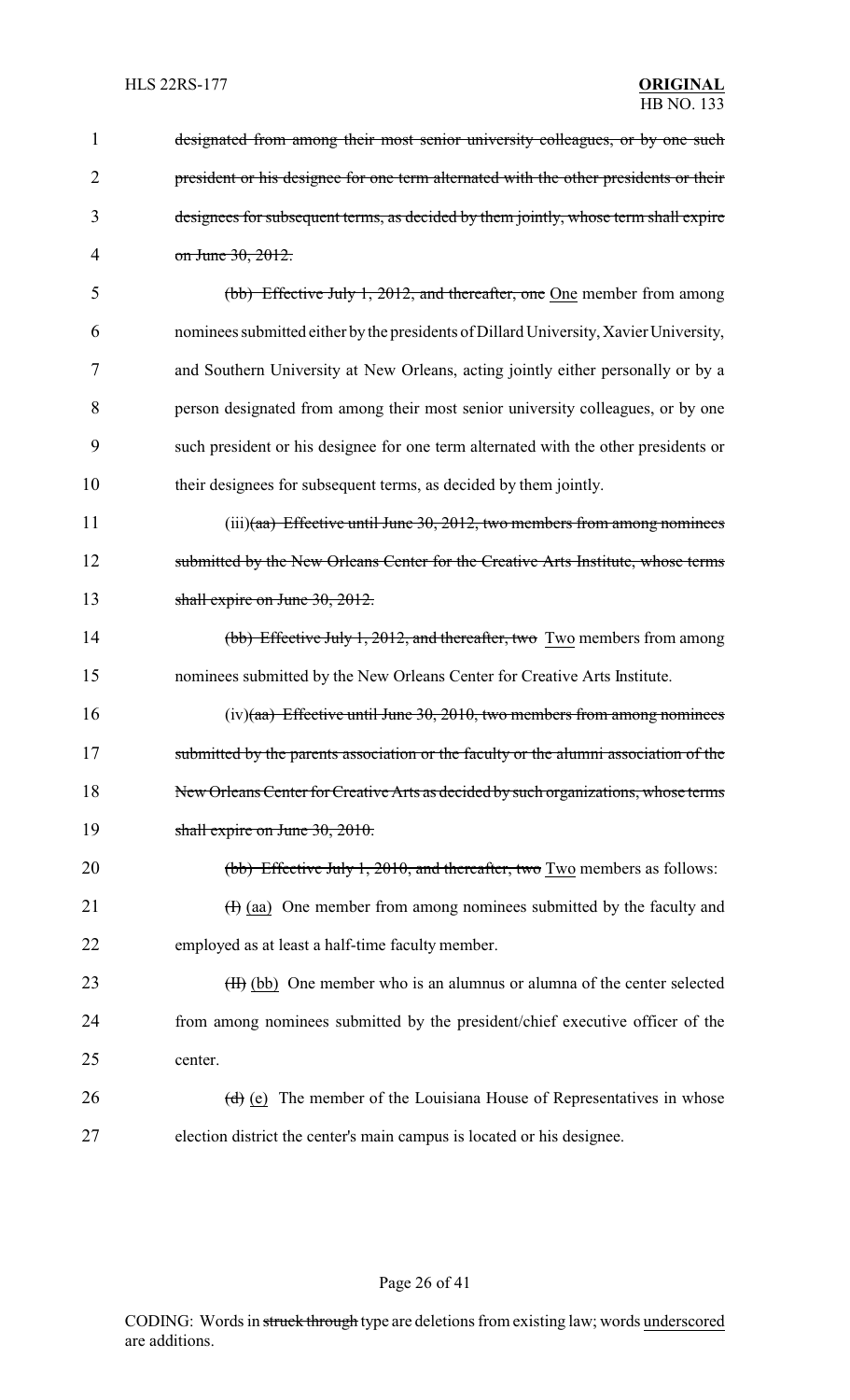~~designated from among their most senior university colleagues, or by one such president or his designee for one term alternated with the other presidents or their designees for subsequent terms, as decided by them jointly, whose term shall expire on June 30, 2012.~~

~~(bb) Effective July 1, 2012, and thereafter, one~~ One member from among nominees submitted either by the presidents of Dillard University, Xavier University, and Southern University at New Orleans, acting jointly either personally or by a person designated from among their most senior university colleagues, or by one such president or his designee for one term alternated with the other presidents or their designees for subsequent terms, as decided by them jointly.

(iii)~~(aa) Effective until June 30, 2012, two members from among nominees submitted by the New Orleans Center for the Creative Arts Institute, whose terms shall expire on June 30, 2012.~~

~~(bb) Effective July 1, 2012, and thereafter, two~~ Two members from among nominees submitted by the New Orleans Center for Creative Arts Institute.

(iv)~~(aa) Effective until June 30, 2010, two members from among nominees submitted by the parents association or the faculty or the alumni association of the New Orleans Center for Creative Arts as decided by such organizations, whose terms shall expire on June 30, 2010.~~

~~(bb) Effective July 1, 2010, and thereafter, two~~ Two members as follows:

~~(I)~~ (aa) One member from among nominees submitted by the faculty and employed as at least a half-time faculty member.

~~(II)~~ (bb) One member who is an alumnus or alumna of the center selected from among nominees submitted by the president/chief executive officer of the center.

~~(d)~~ (e) The member of the Louisiana House of Representatives in whose election district the center's main campus is located or his designee.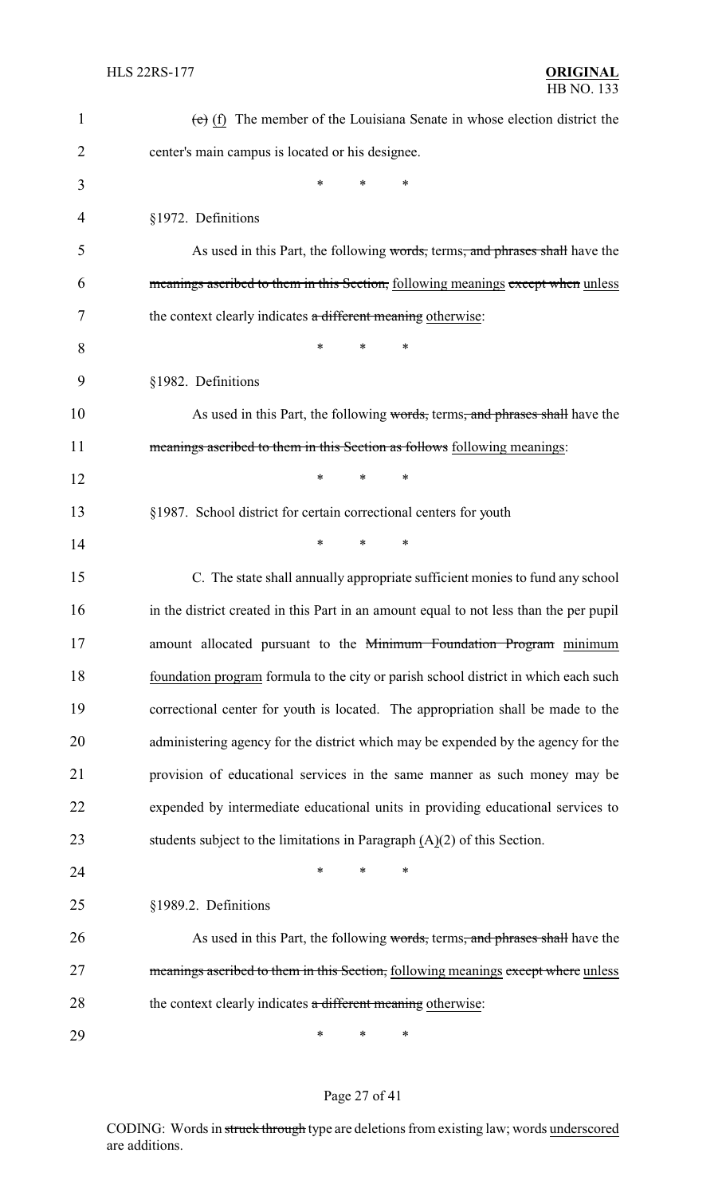~~(e)~~ <u>(f)</u> The member of the Louisiana Senate in whose election district the center's main campus is located or his designee.

\* \* \*

§1972. Definitions

As used in this Part, the following ~~words,~~ terms~~, and phrases shall~~ have the ~~meanings ascribed to them in this Section,~~ <u>following meanings</u> ~~except when~~ <u>unless</u> the context clearly indicates ~~a different meaning~~ <u>otherwise</u>:

\* \* \*

§1982. Definitions

As used in this Part, the following ~~words,~~ terms~~, and phrases shall~~ have the ~~meanings ascribed to them in this Section as follows~~ <u>following meanings</u>:

\* \* \*

§1987. School district for certain correctional centers for youth

\* \* \*

C. The state shall annually appropriate sufficient monies to fund any school in the district created in this Part in an amount equal to not less than the per pupil amount allocated pursuant to the ~~Minimum Foundation Program~~ <u>minimum foundation program</u> formula to the city or parish school district in which each such correctional center for youth is located. The appropriation shall be made to the administering agency for the district which may be expended by the agency for the provision of educational services in the same manner as such money may be expended by intermediate educational units in providing educational services to students subject to the limitations in Paragraph <u>(A)</u>(2) of this Section.

\* \* \*

§1989.2. Definitions

As used in this Part, the following ~~words,~~ terms~~, and phrases shall~~ have the ~~meanings ascribed to them in this Section,~~ <u>following meanings</u> ~~except where~~ <u>unless</u> the context clearly indicates ~~a different meaning~~ <u>otherwise</u>:

\* \* \*

CODING: Words in ~~struck through~~ type are deletions from existing law; words <u>underscored</u> are additions.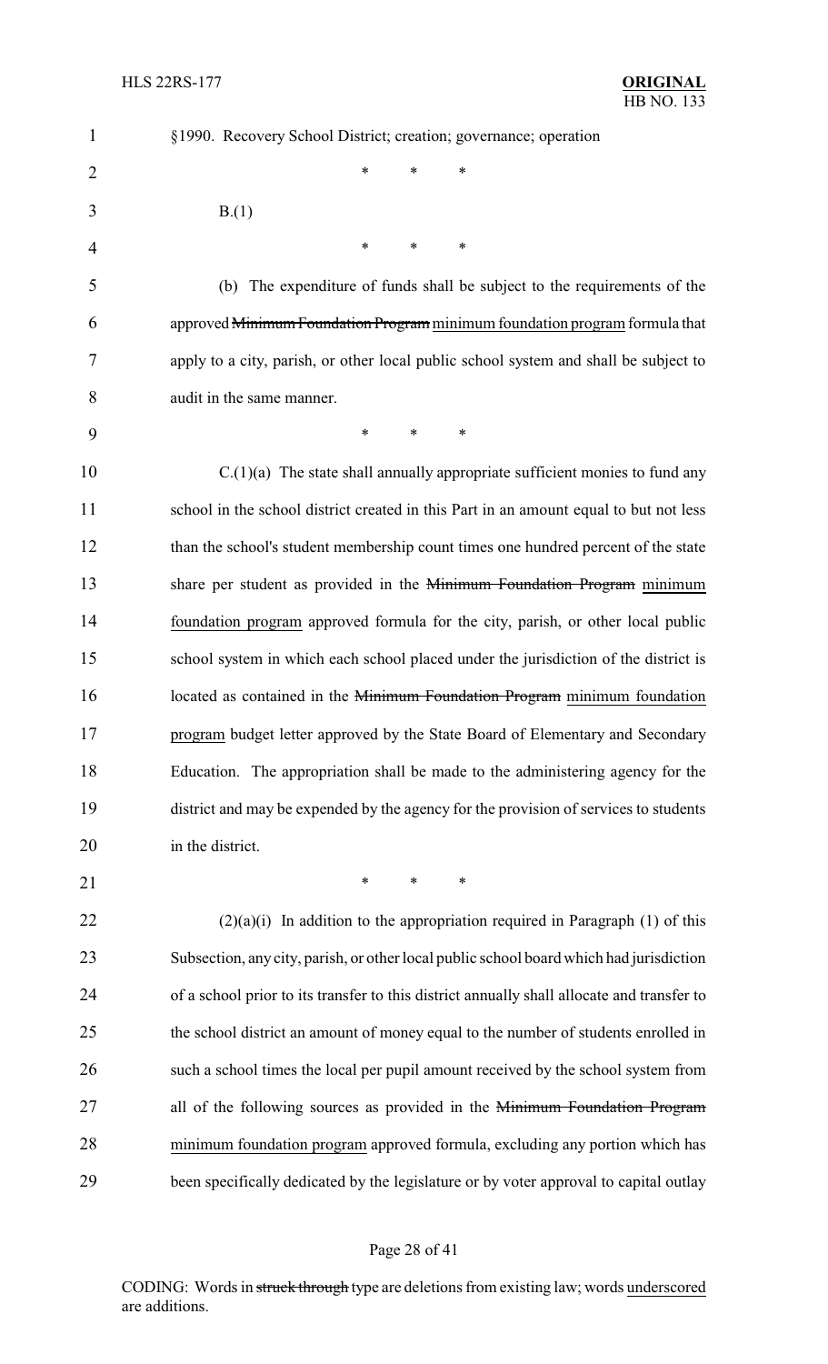§1990. Recovery School District; creation; governance; operation

\* \* \*

B.(1)

\* \* \*

(b) The expenditure of funds shall be subject to the requirements of the approved ~~Minimum Foundation Program~~ minimum foundation program formula that apply to a city, parish, or other local public school system and shall be subject to audit in the same manner.

\* \* \*

C.(1)(a) The state shall annually appropriate sufficient monies to fund any school in the school district created in this Part in an amount equal to but not less than the school's student membership count times one hundred percent of the state share per student as provided in the ~~Minimum Foundation Program~~ minimum foundation program approved formula for the city, parish, or other local public school system in which each school placed under the jurisdiction of the district is located as contained in the ~~Minimum Foundation Program~~ minimum foundation program budget letter approved by the State Board of Elementary and Secondary Education. The appropriation shall be made to the administering agency for the district and may be expended by the agency for the provision of services to students in the district.

\* \* \*

(2)(a)(i) In addition to the appropriation required in Paragraph (1) of this Subsection, any city, parish, or other local public school board which had jurisdiction of a school prior to its transfer to this district annually shall allocate and transfer to the school district an amount of money equal to the number of students enrolled in such a school times the local per pupil amount received by the school system from all of the following sources as provided in the ~~Minimum Foundation Program~~ minimum foundation program approved formula, excluding any portion which has been specifically dedicated by the legislature or by voter approval to capital outlay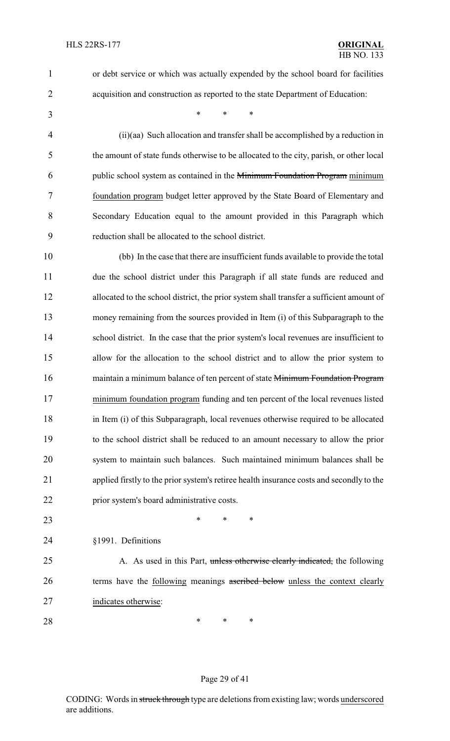or debt service or which was actually expended by the school board for facilities acquisition and construction as reported to the state Department of Education:

\* \* \*

(ii)(aa) Such allocation and transfer shall be accomplished by a reduction in the amount of state funds otherwise to be allocated to the city, parish, or other local public school system as contained in the ~~Minimum Foundation Program~~ minimum foundation program budget letter approved by the State Board of Elementary and Secondary Education equal to the amount provided in this Paragraph which reduction shall be allocated to the school district.

(bb) In the case that there are insufficient funds available to provide the total due the school district under this Paragraph if all state funds are reduced and allocated to the school district, the prior system shall transfer a sufficient amount of money remaining from the sources provided in Item (i) of this Subparagraph to the school district. In the case that the prior system's local revenues are insufficient to allow for the allocation to the school district and to allow the prior system to maintain a minimum balance of ten percent of state ~~Minimum Foundation Program~~ minimum foundation program funding and ten percent of the local revenues listed in Item (i) of this Subparagraph, local revenues otherwise required to be allocated to the school district shall be reduced to an amount necessary to allow the prior system to maintain such balances. Such maintained minimum balances shall be applied firstly to the prior system's retiree health insurance costs and secondly to the prior system's board administrative costs.

\* \* \*

§1991. Definitions

A. As used in this Part, ~~unless otherwise clearly indicated,~~ the following terms have the following meanings ~~ascribed below~~ unless the context clearly indicates otherwise:

\* \* \*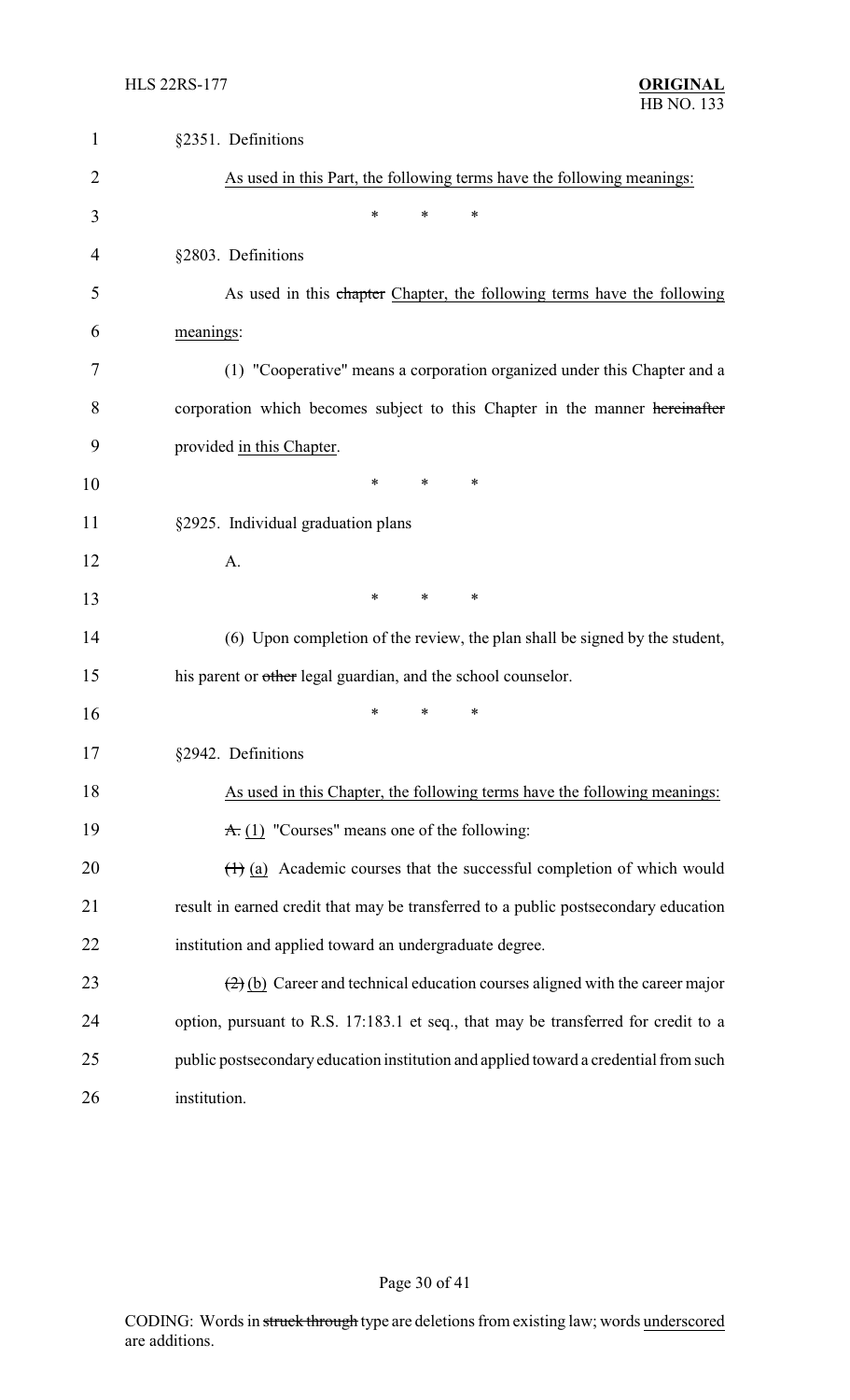§2351. Definitions

<u>As used in this Part, the following terms have the following meanings:</u>

\* \* \*

§2803. Definitions

As used in this ~~chapter~~ <u>Chapter</u>, the following terms have the following <u>meanings</u>:

(1) "Cooperative" means a corporation organized under this Chapter and a corporation which becomes subject to this Chapter in the manner ~~hereinafter~~ provided <u>in this Chapter</u>.

\* \* \*

§2925. Individual graduation plans

A.

\* \* \*

(6) Upon completion of the review, the plan shall be signed by the student, his parent or ~~other~~ legal guardian, and the school counselor.

\* \* \*

§2942. Definitions

<u>As used in this Chapter, the following terms have the following meanings:</u>

~~A.~~ <u>(1)</u> "Courses" means one of the following:

~~(1)~~ <u>(a)</u> Academic courses that the successful completion of which would result in earned credit that may be transferred to a public postsecondary education institution and applied toward an undergraduate degree.

~~(2)~~ <u>(b)</u> Career and technical education courses aligned with the career major option, pursuant to R.S. 17:183.1 et seq., that may be transferred for credit to a public postsecondary education institution and applied toward a credential from such institution.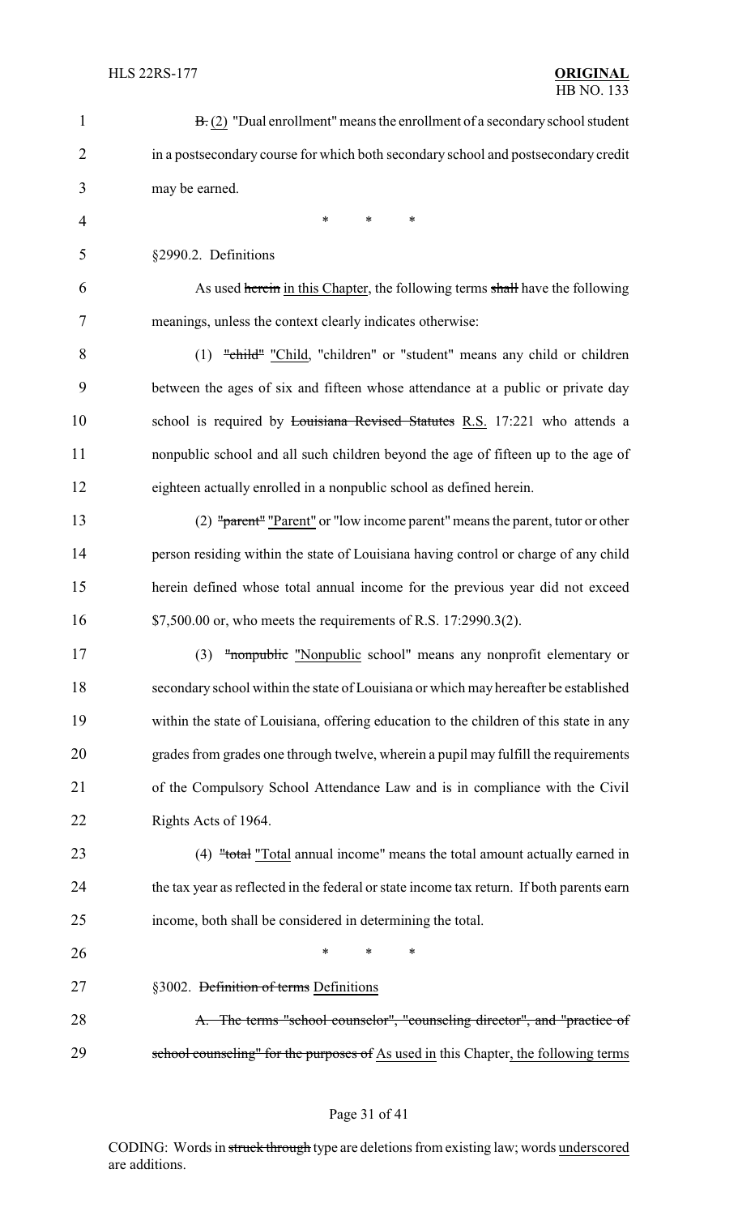~~B.~~ (2) "Dual enrollment" means the enrollment of a secondary school student in a postsecondary course for which both secondary school and postsecondary credit may be earned.

\* \* \*

§2990.2. Definitions

As used ~~herein~~ in this Chapter, the following terms ~~shall~~ have the following meanings, unless the context clearly indicates otherwise:

(1) ~~"child"~~ "Child, "children" or "student" means any child or children between the ages of six and fifteen whose attendance at a public or private day school is required by ~~Louisiana Revised Statutes~~ R.S. 17:221 who attends a nonpublic school and all such children beyond the age of fifteen up to the age of eighteen actually enrolled in a nonpublic school as defined herein.

(2) ~~"parent"~~ "Parent" or "low income parent" means the parent, tutor or other person residing within the state of Louisiana having control or charge of any child herein defined whose total annual income for the previous year did not exceed $7,500.00 or, who meets the requirements of R.S. 17:2990.3(2).

(3) ~~"nonpublic~~ "Nonpublic school" means any nonprofit elementary or secondary school within the state of Louisiana or which may hereafter be established within the state of Louisiana, offering education to the children of this state in any grades from grades one through twelve, wherein a pupil may fulfill the requirements of the Compulsory School Attendance Law and is in compliance with the Civil Rights Acts of 1964.

(4) ~~"total~~ "Total annual income" means the total amount actually earned in the tax year as reflected in the federal or state income tax return. If both parents earn income, both shall be considered in determining the total.

\* \* \*

§3002. ~~Definition of terms~~ Definitions

~~A. The terms "school counselor", "counseling director", and "practice of school counseling" for the purposes of~~ As used in this Chapter, the following terms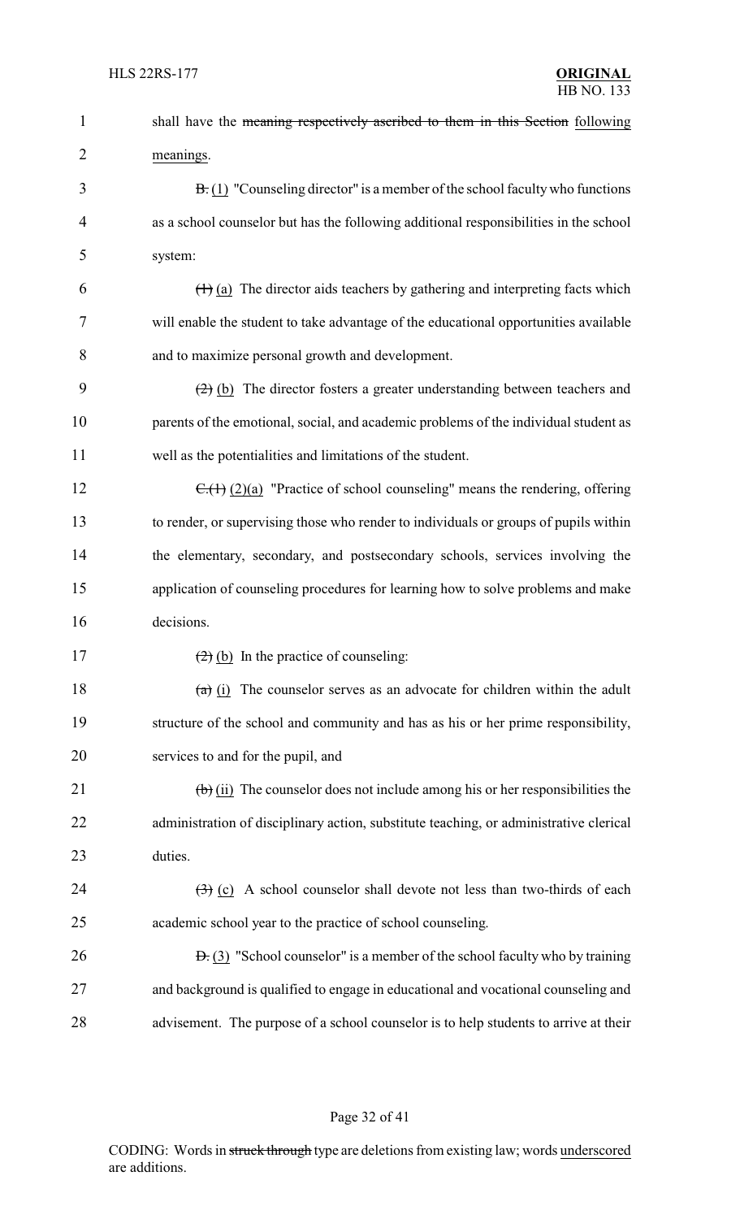shall have the ~~meaning respectively ascribed to them in this Section~~ following meanings.

~~B.~~ (1) "Counseling director" is a member of the school faculty who functions as a school counselor but has the following additional responsibilities in the school system:

~~(1)~~ (a) The director aids teachers by gathering and interpreting facts which will enable the student to take advantage of the educational opportunities available and to maximize personal growth and development.

~~(2)~~ (b) The director fosters a greater understanding between teachers and parents of the emotional, social, and academic problems of the individual student as well as the potentialities and limitations of the student.

~~C.(1)~~ (2)(a) "Practice of school counseling" means the rendering, offering to render, or supervising those who render to individuals or groups of pupils within the elementary, secondary, and postsecondary schools, services involving the application of counseling procedures for learning how to solve problems and make decisions.

~~(2)~~ (b) In the practice of counseling:

~~(a)~~ (i) The counselor serves as an advocate for children within the adult structure of the school and community and has as his or her prime responsibility, services to and for the pupil, and

~~(b)~~ (ii) The counselor does not include among his or her responsibilities the administration of disciplinary action, substitute teaching, or administrative clerical duties.

~~(3)~~ (c) A school counselor shall devote not less than two-thirds of each academic school year to the practice of school counseling.

~~D.~~ (3) "School counselor" is a member of the school faculty who by training and background is qualified to engage in educational and vocational counseling and advisement. The purpose of a school counselor is to help students to arrive at their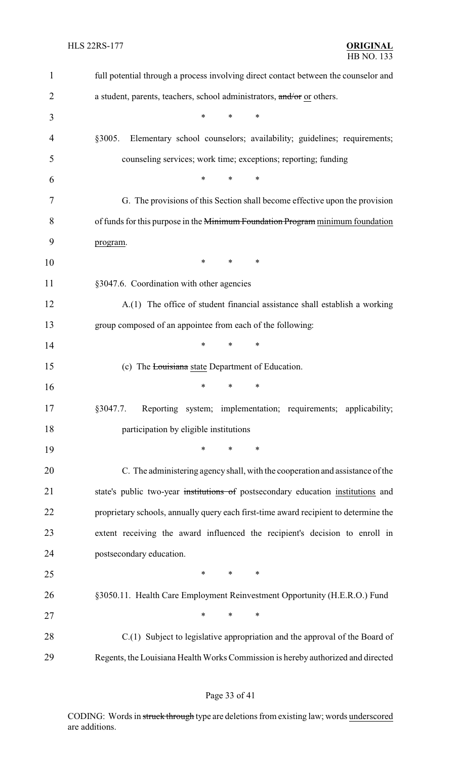full potential through a process involving direct contact between the counselor and a student, parents, teachers, school administrators, ~~and/or~~ or others.

\* \* \*

§3005. Elementary school counselors; availability; guidelines; requirements; counseling services; work time; exceptions; reporting; funding

\* \* \*

G. The provisions of this Section shall become effective upon the provision of funds for this purpose in the ~~Minimum Foundation Program~~ minimum foundation program.

\* \* \*

§3047.6. Coordination with other agencies

A.(1) The office of student financial assistance shall establish a working group composed of an appointee from each of the following:

\* \* \*

(c) The ~~Louisiana~~ state Department of Education.

\* \* \*

§3047.7. Reporting system; implementation; requirements; applicability; participation by eligible institutions

\* \* \*

C. The administering agency shall, with the cooperation and assistance of the state's public two-year ~~institutions of~~ postsecondary education institutions and proprietary schools, annually query each first-time award recipient to determine the extent receiving the award influenced the recipient's decision to enroll in postsecondary education.

\* \* \*

§3050.11. Health Care Employment Reinvestment Opportunity (H.E.R.O.) Fund

\* \* \*

C.(1) Subject to legislative appropriation and the approval of the Board of Regents, the Louisiana Health Works Commission is hereby authorized and directed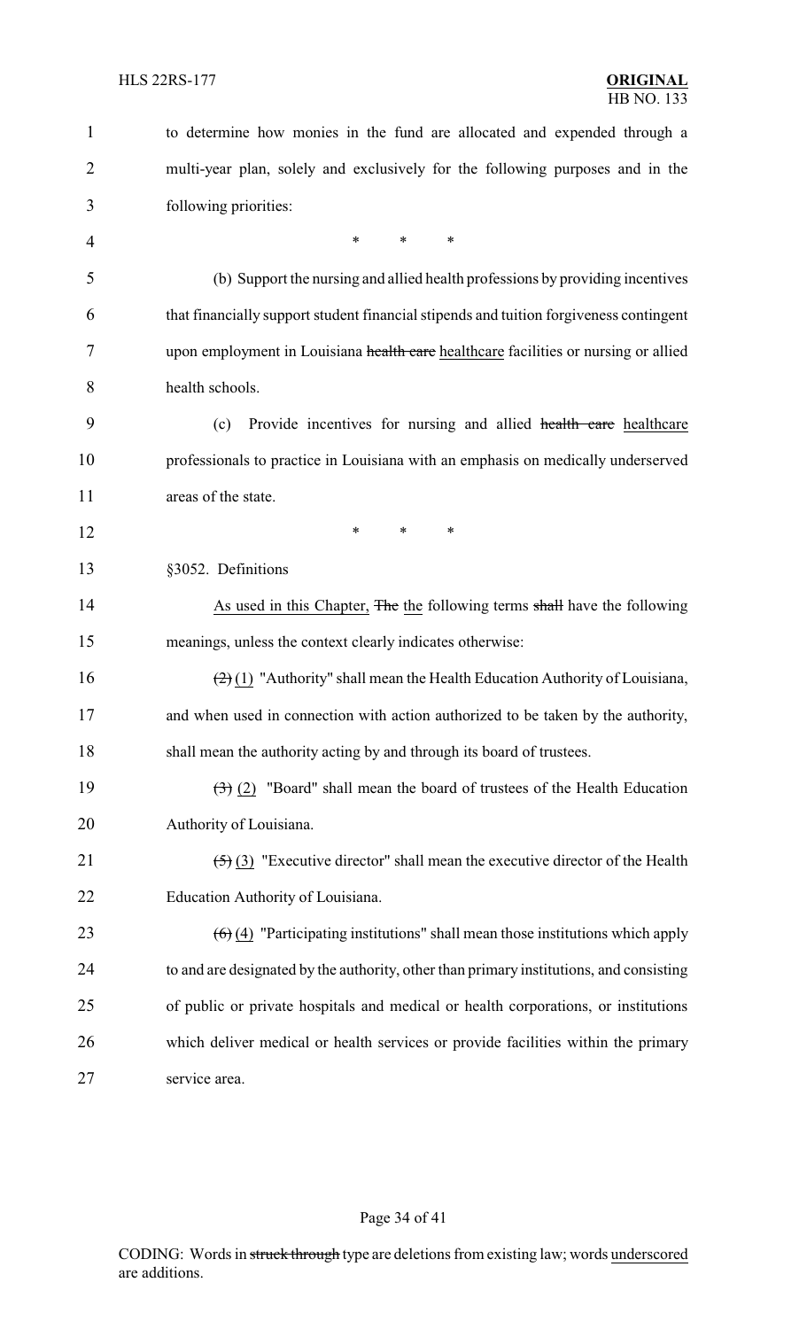to determine how monies in the fund are allocated and expended through a multi-year plan, solely and exclusively for the following purposes and in the following priorities:

\* \* \*

(b) Support the nursing and allied health professions by providing incentives that financially support student financial stipends and tuition forgiveness contingent upon employment in Louisiana ~~health care~~ healthcare facilities or nursing or allied health schools.

(c) Provide incentives for nursing and allied ~~health care~~ healthcare professionals to practice in Louisiana with an emphasis on medically underserved areas of the state.

\* \* \*

§3052. Definitions

As used in this Chapter, ~~The~~ the following terms ~~shall~~ have the following meanings, unless the context clearly indicates otherwise:

~~(2)~~ (1) "Authority" shall mean the Health Education Authority of Louisiana, and when used in connection with action authorized to be taken by the authority, shall mean the authority acting by and through its board of trustees.

~~(3)~~ (2) "Board" shall mean the board of trustees of the Health Education Authority of Louisiana.

~~(5)~~ (3) "Executive director" shall mean the executive director of the Health Education Authority of Louisiana.

~~(6)~~ (4) "Participating institutions" shall mean those institutions which apply to and are designated by the authority, other than primary institutions, and consisting of public or private hospitals and medical or health corporations, or institutions which deliver medical or health services or provide facilities within the primary service area.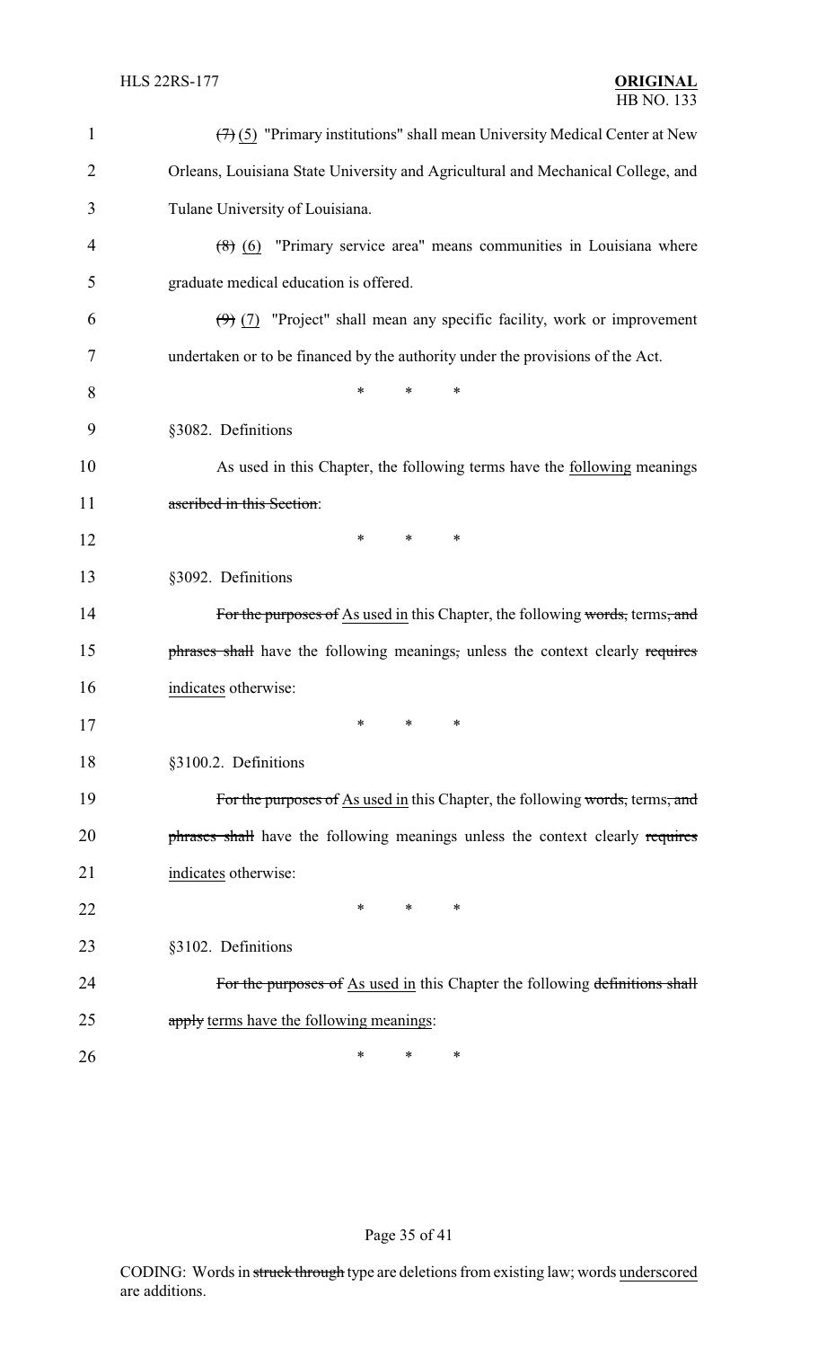~~(7)~~ (5) "Primary institutions" shall mean University Medical Center at New Orleans, Louisiana State University and Agricultural and Mechanical College, and Tulane University of Louisiana.

~~(8)~~ (6) "Primary service area" means communities in Louisiana where graduate medical education is offered.

~~(9)~~ (7) "Project" shall mean any specific facility, work or improvement undertaken or to be financed by the authority under the provisions of the Act.

\* \* \*

§3082. Definitions

As used in this Chapter, the following terms have the following meanings ~~ascribed in this Section~~:

\* \* \*

§3092. Definitions

~~For the purposes of~~ As used in this Chapter, the following ~~words,~~ terms~~, and phrases shall~~ have the following meanings~~,~~ unless the context clearly ~~requires~~ indicates otherwise:

\* \* \*

§3100.2. Definitions

~~For the purposes of~~ As used in this Chapter, the following ~~words,~~ terms~~, and phrases shall~~ have the following meanings unless the context clearly ~~requires~~ indicates otherwise:

\* \* \*

§3102. Definitions

~~For the purposes of~~ As used in this Chapter the following ~~definitions shall apply~~ terms have the following meanings:

\* \* \*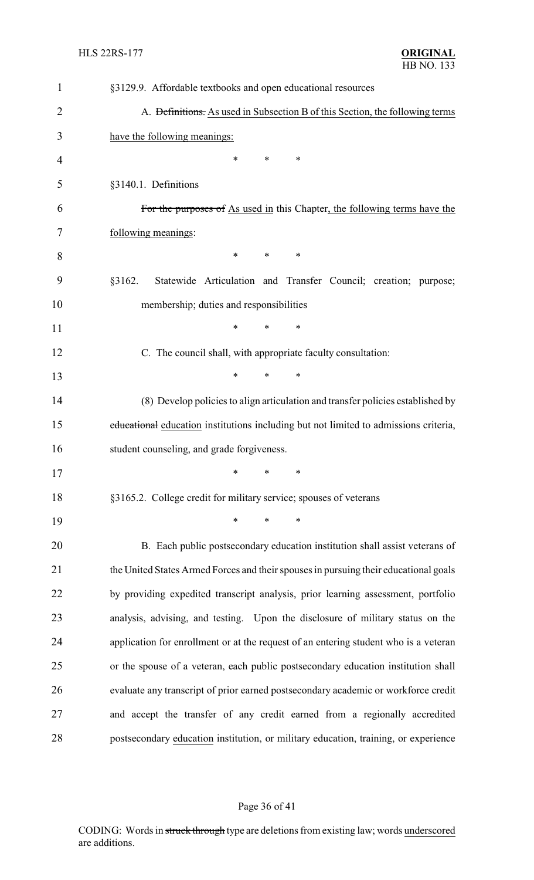§3129.9. Affordable textbooks and open educational resources

A. ~~Definitions.~~ As used in Subsection B of this Section, the following terms have the following meanings:

\* \* \*

§3140.1. Definitions

~~For the purposes of~~ As used in this Chapter, the following terms have the following meanings:

\* \* \*

§3162. Statewide Articulation and Transfer Council; creation; purpose; membership; duties and responsibilities

\* \* \*

C. The council shall, with appropriate faculty consultation:

\* \* \*

(8) Develop policies to align articulation and transfer policies established by ~~educational~~ education institutions including but not limited to admissions criteria, student counseling, and grade forgiveness.

\* \* \*

§3165.2. College credit for military service; spouses of veterans

\* \* \*

B. Each public postsecondary education institution shall assist veterans of the United States Armed Forces and their spouses in pursuing their educational goals by providing expedited transcript analysis, prior learning assessment, portfolio analysis, advising, and testing. Upon the disclosure of military status on the application for enrollment or at the request of an entering student who is a veteran or the spouse of a veteran, each public postsecondary education institution shall evaluate any transcript of prior earned postsecondary academic or workforce credit and accept the transfer of any credit earned from a regionally accredited postsecondary education institution, or military education, training, or experience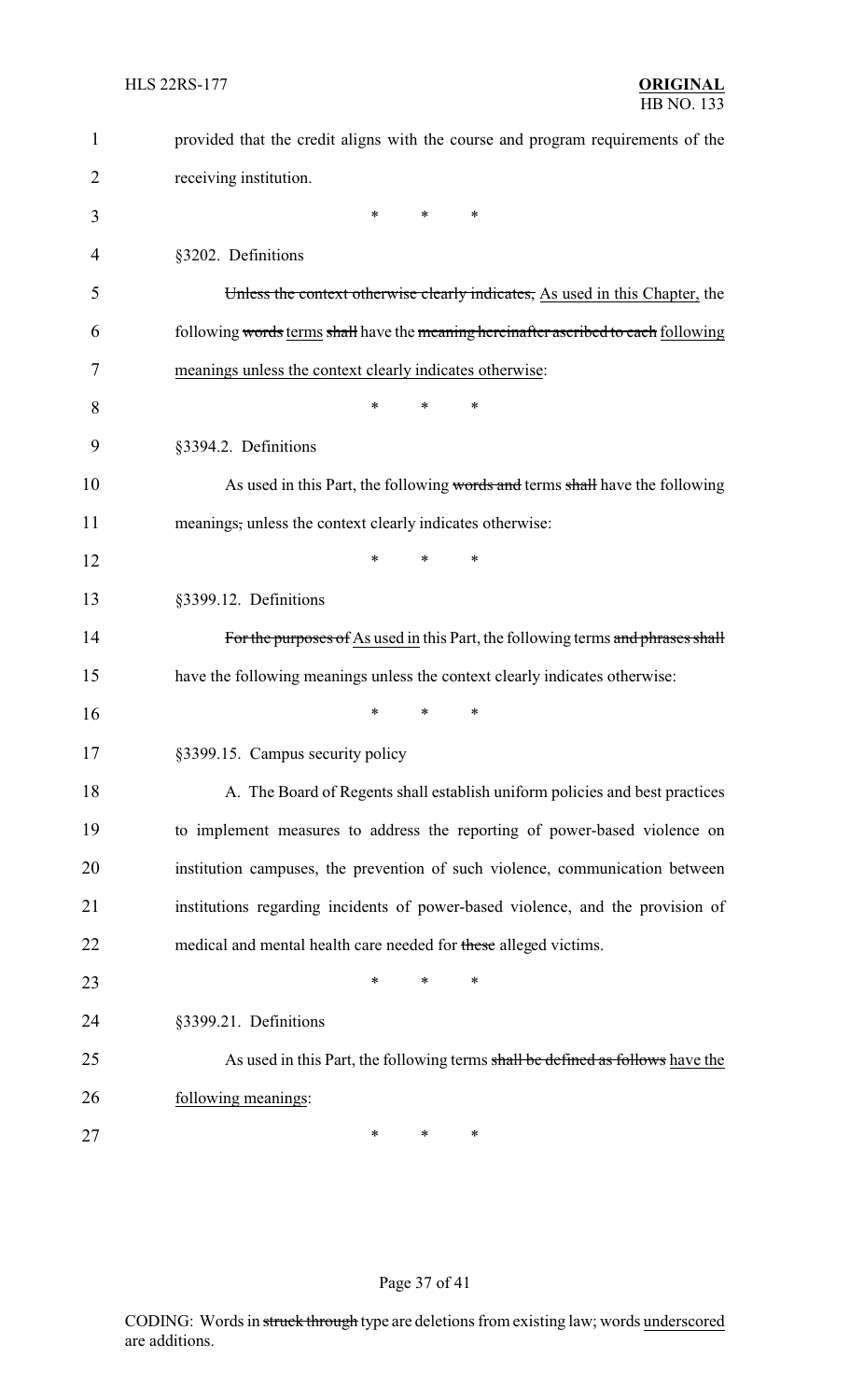provided that the credit aligns with the course and program requirements of the receiving institution.

\* \* \*

§3202. Definitions

~~Unless the context otherwise clearly indicates,~~ As used in this Chapter, the following ~~words~~ terms ~~shall~~ have the ~~meaning hereinafter ascribed to each~~ following meanings unless the context clearly indicates otherwise:

\* \* \*

§3394.2. Definitions

As used in this Part, the following ~~words and~~ terms ~~shall~~ have the following meanings~~,~~ unless the context clearly indicates otherwise:

\* \* \*

§3399.12. Definitions

~~For the purposes of~~ As used in this Part, the following terms ~~and phrases shall~~ have the following meanings unless the context clearly indicates otherwise:

\* \* \*

§3399.15. Campus security policy

A. The Board of Regents shall establish uniform policies and best practices to implement measures to address the reporting of power-based violence on institution campuses, the prevention of such violence, communication between institutions regarding incidents of power-based violence, and the provision of medical and mental health care needed for ~~these~~ alleged victims.

\* \* \*

§3399.21. Definitions

As used in this Part, the following terms ~~shall be defined as follows~~ have the following meanings:

\* \* \*

CODING: Words in ~~struck through~~ type are deletions from existing law; words underscored are additions.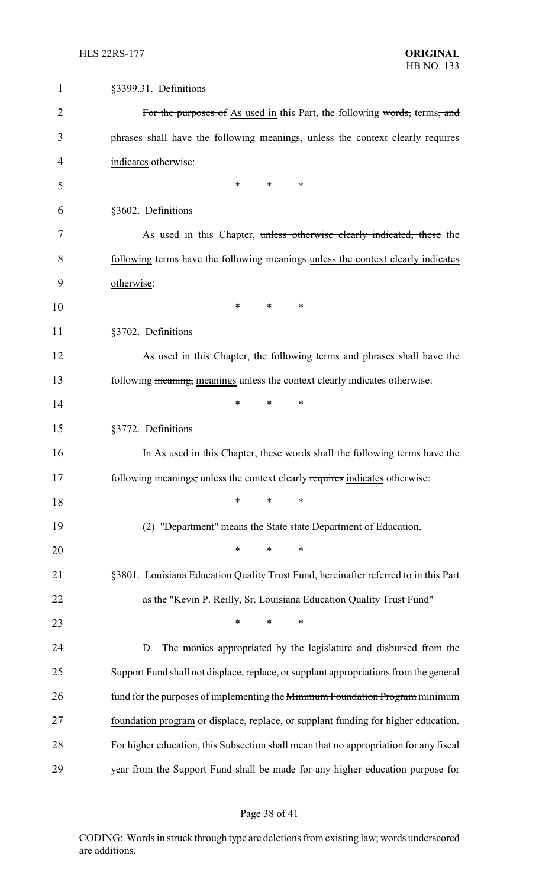§3399.31. Definitions

~~For the purposes of~~ As used in this Part, the following ~~words,~~ terms~~, and phrases shall~~ have the following meanings~~,~~ unless the context clearly ~~requires~~ indicates otherwise:

\* \* \*

§3602. Definitions

As used in this Chapter, ~~unless otherwise clearly indicated, these~~ the following terms have the following meanings unless the context clearly indicates otherwise:

\* \* \*

§3702. Definitions

As used in this Chapter, the following terms ~~and phrases shall~~ have the following ~~meaning,~~ meanings unless the context clearly indicates otherwise:

\* \* \*

§3772. Definitions

~~In~~ As used in this Chapter, ~~these words shall~~ the following terms have the following meanings~~,~~ unless the context clearly ~~requires~~ indicates otherwise:

\* \* \*

(2) "Department" means the ~~State~~ state Department of Education.

\* \* \*

§3801. Louisiana Education Quality Trust Fund, hereinafter referred to in this Part as the "Kevin P. Reilly, Sr. Louisiana Education Quality Trust Fund"

\* \* \*

D. The monies appropriated by the legislature and disbursed from the Support Fund shall not displace, replace, or supplant appropriations from the general fund for the purposes of implementing the ~~Minimum Foundation Program~~ minimum foundation program or displace, replace, or supplant funding for higher education. For higher education, this Subsection shall mean that no appropriation for any fiscal year from the Support Fund shall be made for any higher education purpose for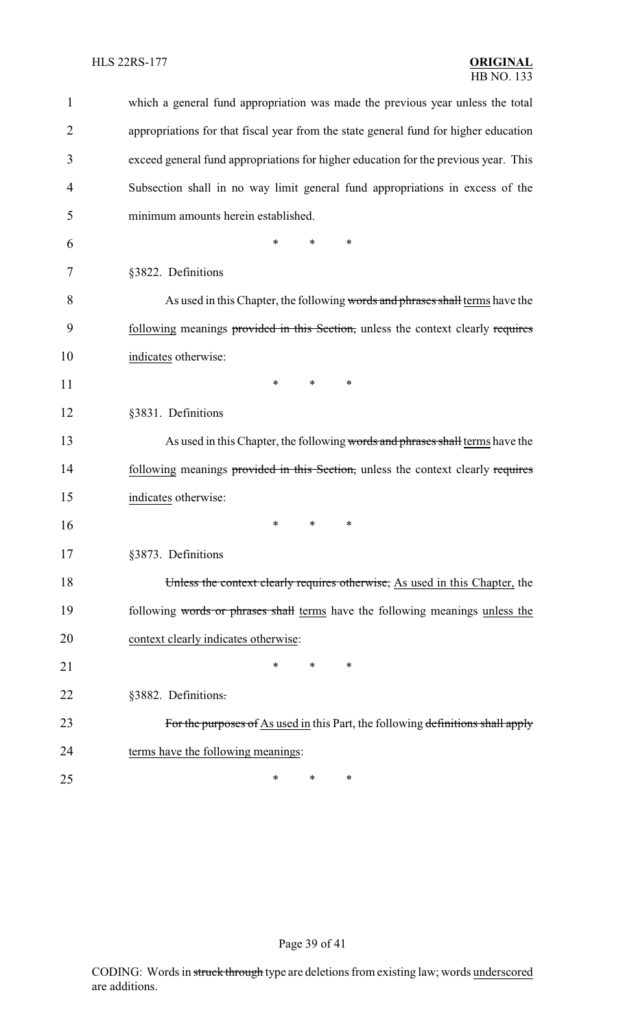which a general fund appropriation was made the previous year unless the total appropriations for that fiscal year from the state general fund for higher education exceed general fund appropriations for higher education for the previous year. This Subsection shall in no way limit general fund appropriations in excess of the minimum amounts herein established.

\* \* \*

§3822. Definitions

As used in this Chapter, the following ~~words and phrases shall~~ terms have the following meanings ~~provided in this Section,~~ unless the context clearly ~~requires~~ indicates otherwise:

\* \* \*

§3831. Definitions

As used in this Chapter, the following ~~words and phrases shall~~ terms have the following meanings ~~provided in this Section,~~ unless the context clearly ~~requires~~ indicates otherwise:

\* \* \*

§3873. Definitions

~~Unless the context clearly requires otherwise,~~ As used in this Chapter, the following ~~words or phrases shall~~ terms have the following meanings unless the context clearly indicates otherwise:

\* \* \*

§3882. Definitions~~.~~

~~For the purposes of~~ As used in this Part, the following ~~definitions shall apply~~ terms have the following meanings:

\* \* \*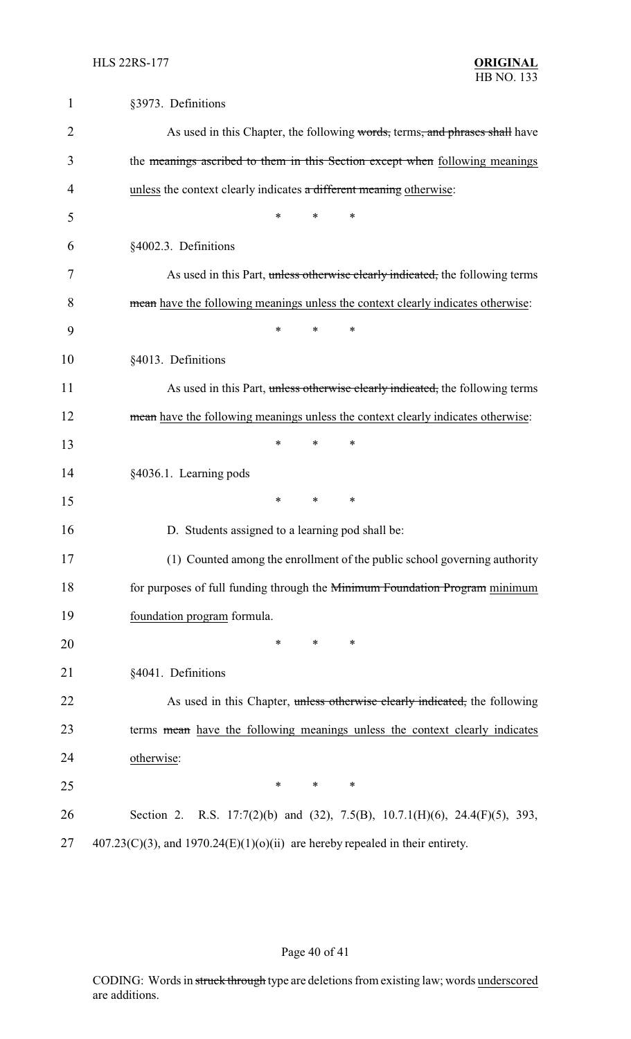§3973. Definitions

As used in this Chapter, the following ~~words,~~ terms~~, and phrases shall~~ have the ~~meanings ascribed to them in this Section except when~~ following meanings unless the context clearly indicates ~~a different meaning~~ otherwise:

\* \* \*

§4002.3. Definitions

As used in this Part, ~~unless otherwise clearly indicated,~~ the following terms ~~mean~~ have the following meanings unless the context clearly indicates otherwise:

\* \* \*

§4013. Definitions

As used in this Part, ~~unless otherwise clearly indicated,~~ the following terms ~~mean~~ have the following meanings unless the context clearly indicates otherwise:

\* \* \*

§4036.1. Learning pods

\* \* \*

D. Students assigned to a learning pod shall be:

(1) Counted among the enrollment of the public school governing authority for purposes of full funding through the ~~Minimum Foundation Program~~ minimum foundation program formula.

\* \* \*

§4041. Definitions

As used in this Chapter, ~~unless otherwise clearly indicated,~~ the following terms ~~mean~~ have the following meanings unless the context clearly indicates otherwise:

\* \* \*

Section 2. R.S. 17:7(2)(b) and (32), 7.5(B), 10.7.1(H)(6), 24.4(F)(5), 393, 407.23(C)(3), and 1970.24(E)(1)(o)(ii) are hereby repealed in their entirety.

CODING: Words in ~~struck through~~ type are deletions from existing law; words underscored are additions.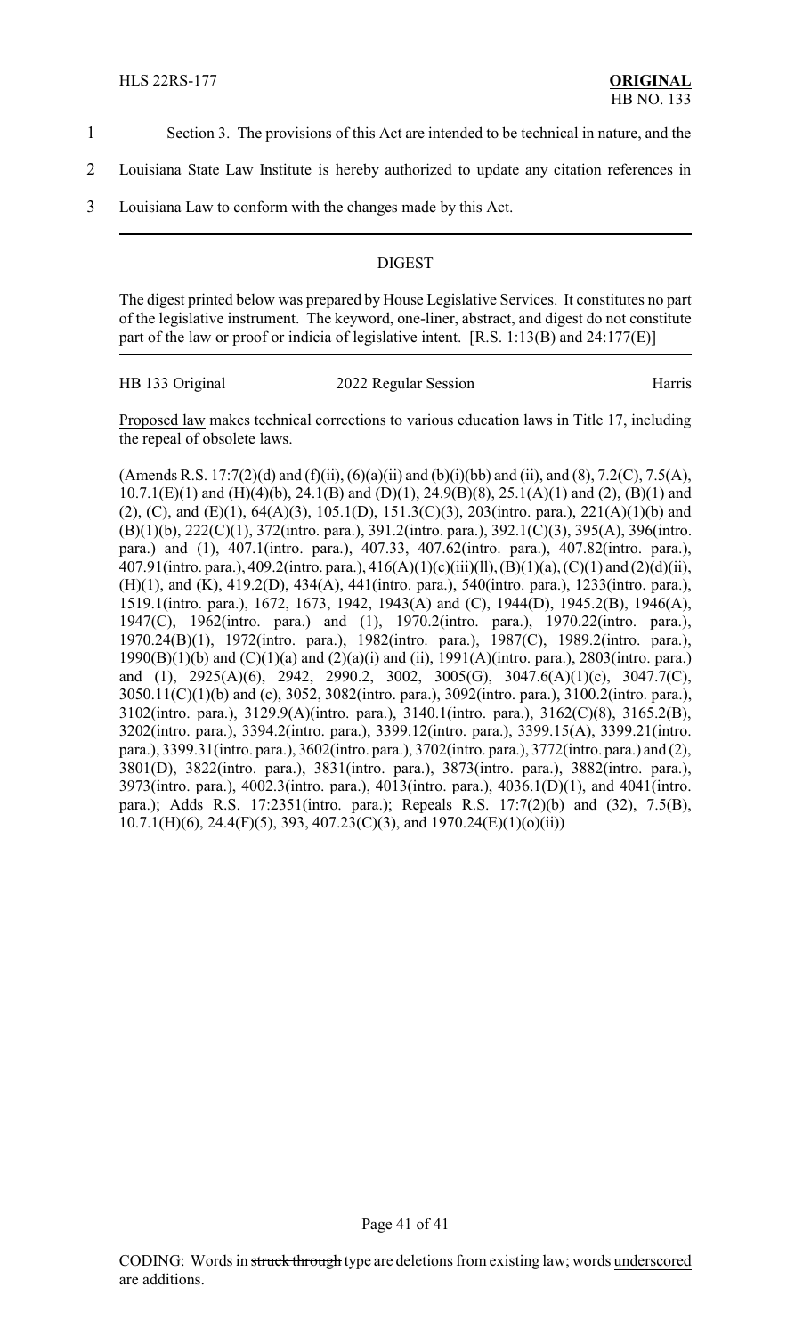1 Section 3. The provisions of this Act are intended to be technical in nature, and the

2 Louisiana State Law Institute is hereby authorized to update any citation references in

3 Louisiana Law to conform with the changes made by this Act.

---

## DIGEST

The digest printed below was prepared by House Legislative Services. It constitutes no part of the legislative instrument. The keyword, one-liner, abstract, and digest do not constitute part of the law or proof or indicia of legislative intent. [R.S. 1:13(B) and 24:177(E)]

---

HB 133 Original 2022 Regular Session Harris

Proposed law makes technical corrections to various education laws in Title 17, including the repeal of obsolete laws.

(Amends R.S. 17:7(2)(d) and (f)(ii), (6)(a)(ii) and (b)(i)(bb) and (ii), and (8), 7.2(C), 7.5(A), 10.7.1(E)(1) and (H)(4)(b), 24.1(B) and (D)(1), 24.9(B)(8), 25.1(A)(1) and (2), (B)(1) and (2), (C), and (E)(1), 64(A)(3), 105.1(D), 151.3(C)(3), 203(intro. para.), 221(A)(1)(b) and (B)(1)(b), 222(C)(1), 372(intro. para.), 391.2(intro. para.), 392.1(C)(3), 395(A), 396(intro. para.) and (1), 407.1(intro. para.), 407.33, 407.62(intro. para.), 407.82(intro. para.), 407.91(intro. para.), 409.2(intro. para.), 416(A)(1)(c)(iii)(ll), (B)(1)(a), (C)(1) and (2)(d)(ii), (H)(1), and (K), 419.2(D), 434(A), 441(intro. para.), 540(intro. para.), 1233(intro. para.), 1519.1(intro. para.), 1672, 1673, 1942, 1943(A) and (C), 1944(D), 1945.2(B), 1946(A), 1947(C), 1962(intro. para.) and (1), 1970.2(intro. para.), 1970.22(intro. para.), 1970.24(B)(1), 1972(intro. para.), 1982(intro. para.), 1987(C), 1989.2(intro. para.), 1990(B)(1)(b) and (C)(1)(a) and (2)(a)(i) and (ii), 1991(A)(intro. para.), 2803(intro. para.) and (1), 2925(A)(6), 2942, 2990.2, 3002, 3005(G), 3047.6(A)(1)(c), 3047.7(C), 3050.11(C)(1)(b) and (c), 3052, 3082(intro. para.), 3092(intro. para.), 3100.2(intro. para.), 3102(intro. para.), 3129.9(A)(intro. para.), 3140.1(intro. para.), 3162(C)(8), 3165.2(B), 3202(intro. para.), 3394.2(intro. para.), 3399.12(intro. para.), 3399.15(A), 3399.21(intro. para.), 3399.31(intro. para.), 3602(intro. para.), 3702(intro. para.), 3772(intro. para.) and (2), 3801(D), 3822(intro. para.), 3831(intro. para.), 3873(intro. para.), 3882(intro. para.), 3973(intro. para.), 4002.3(intro. para.), 4013(intro. para.), 4036.1(D)(1), and 4041(intro. para.); Adds R.S. 17:2351(intro. para.); Repeals R.S. 17:7(2)(b) and (32), 7.5(B), 10.7.1(H)(6), 24.4(F)(5), 393, 407.23(C)(3), and 1970.24(E)(1)(o)(ii))

CODING: Words in ~~struck through~~ type are deletions from existing law; words <u>underscored</u> are additions.